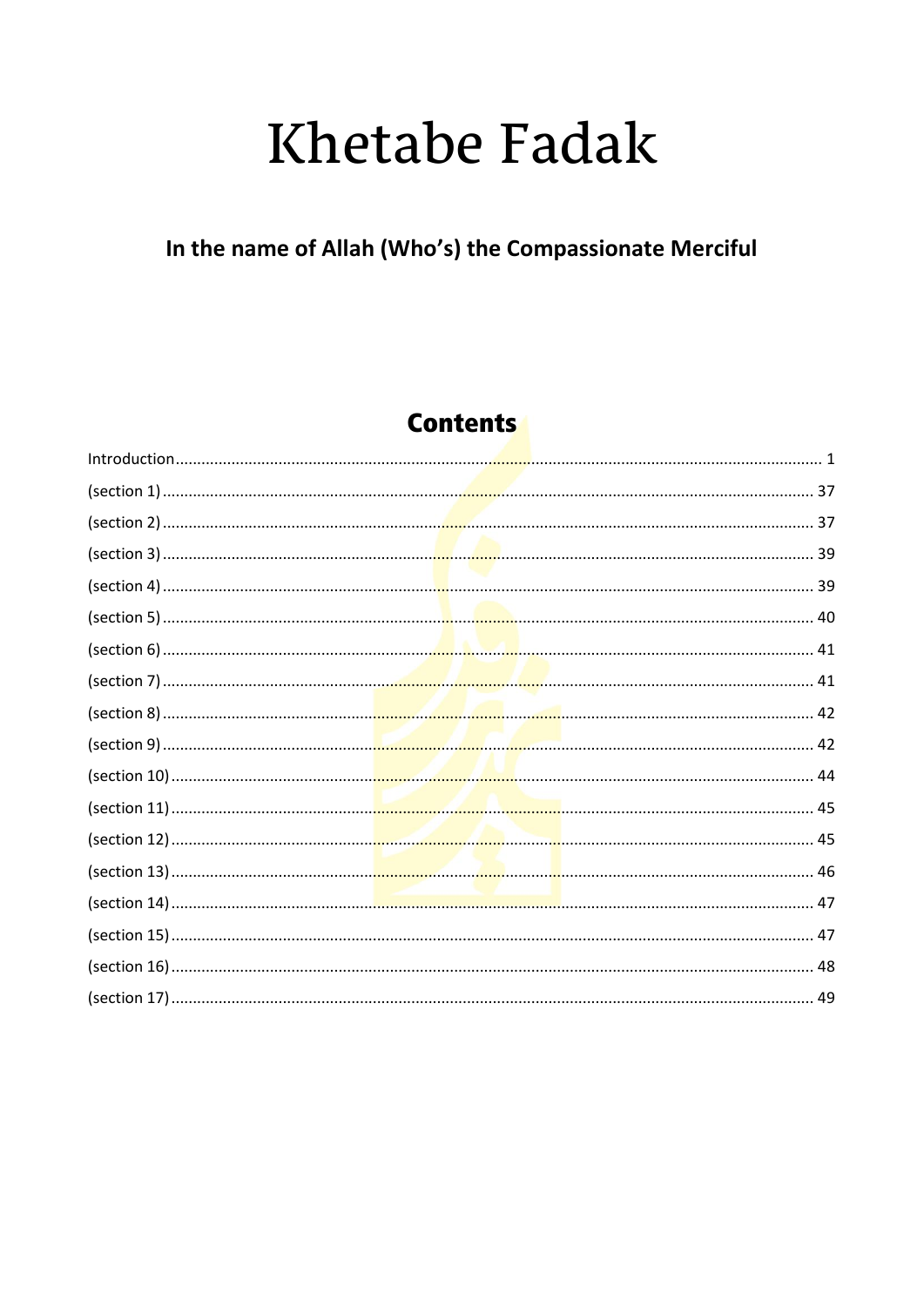# Khetabe Fadak

**In the name of Allah (Who's) the Compassionate Merciful**

## Contents

Introduction ........................................................................................ 1
(section 1) ........................................................................................ 37
(section 2) ........................................................................................ 37
(section 3) ........................................................................................ 39
(section 4) ........................................................................................ 39
(section 5) ........................................................................................ 40
(section 6) ........................................................................................ 41
(section 7) ........................................................................................ 41
(section 8) ........................................................................................ 42
(section 9) ........................................................................................ 42
(section 10) ...................................................................................... 44
(section 11) ...................................................................................... 45
(section 12) ...................................................................................... 45
(section 13) ...................................................................................... 46
(section 14) ...................................................................................... 47
(section 15) ...................................................................................... 47
(section 16) ...................................................................................... 48
(section 17) ...................................................................................... 49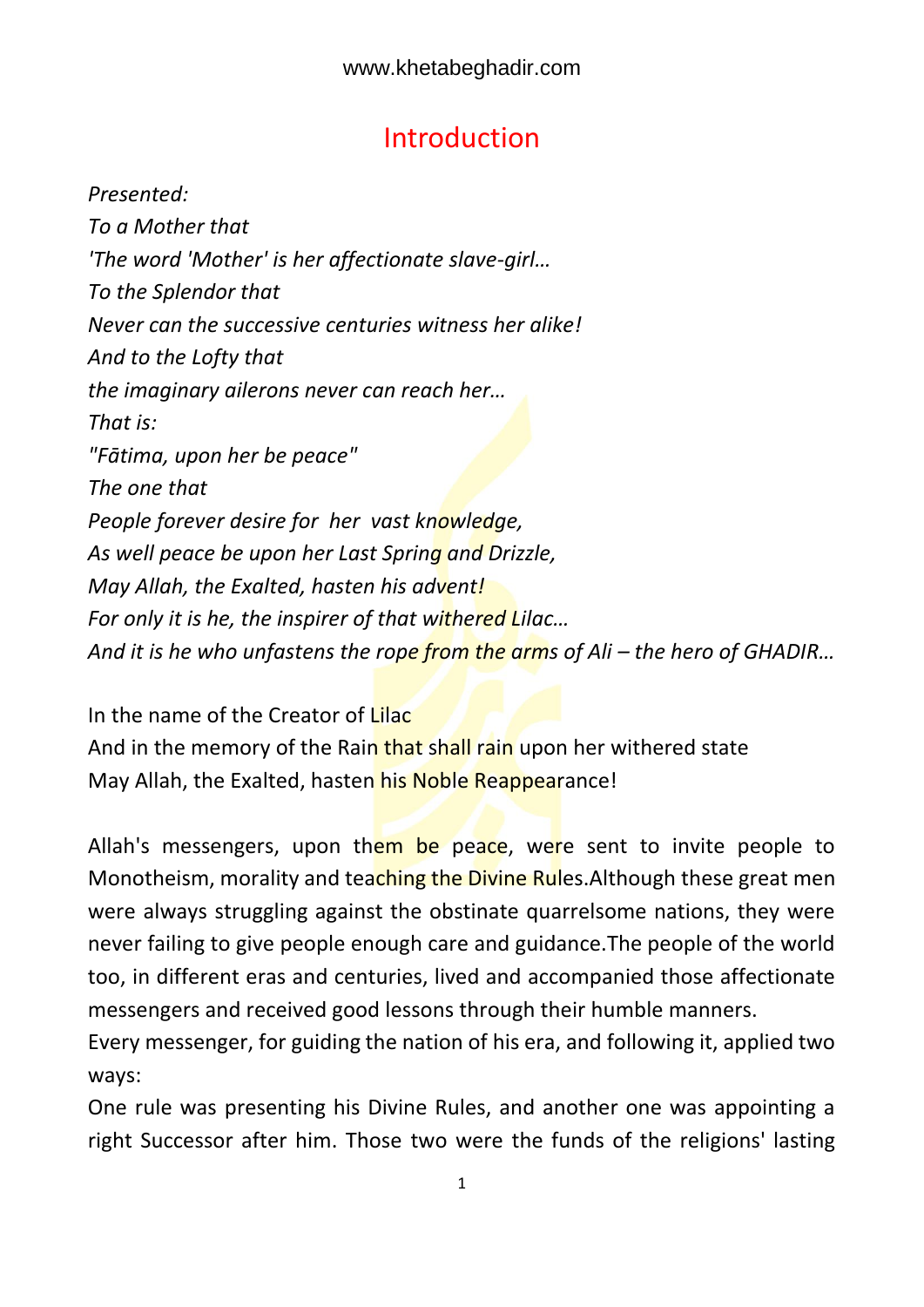# Introduction

*Presented:*
*To a Mother that*
*'The word 'Mother' is her affectionate slave-girl…*
*To the Splendor that*
*Never can the successive centuries witness her alike!*
*And to the Lofty that*
*the imaginary ailerons never can reach her…*
*That is:*
*"Fātima, upon her be peace"*
*The one that*
*People forever desire for her vast knowledge,*
*As well peace be upon her Last Spring and Drizzle,*
*May Allah, the Exalted, hasten his advent!*
*For only it is he, the inspirer of that withered Lilac…*
*And it is he who unfastens the rope from the arms of Ali – the hero of GHADIR…*

In the name of the Creator of Lilac
And in the memory of the Rain that shall rain upon her withered state
May Allah, the Exalted, hasten his Noble Reappearance!

Allah's messengers, upon them be peace, were sent to invite people to Monotheism, morality and teaching the Divine Rules.Although these great men were always struggling against the obstinate quarrelsome nations, they were never failing to give people enough care and guidance.The people of the world too, in different eras and centuries, lived and accompanied those affectionate messengers and received good lessons through their humble manners.
Every messenger, for guiding the nation of his era, and following it, applied two ways:
One rule was presenting his Divine Rules, and another one was appointing a right Successor after him. Those two were the funds of the religions' lasting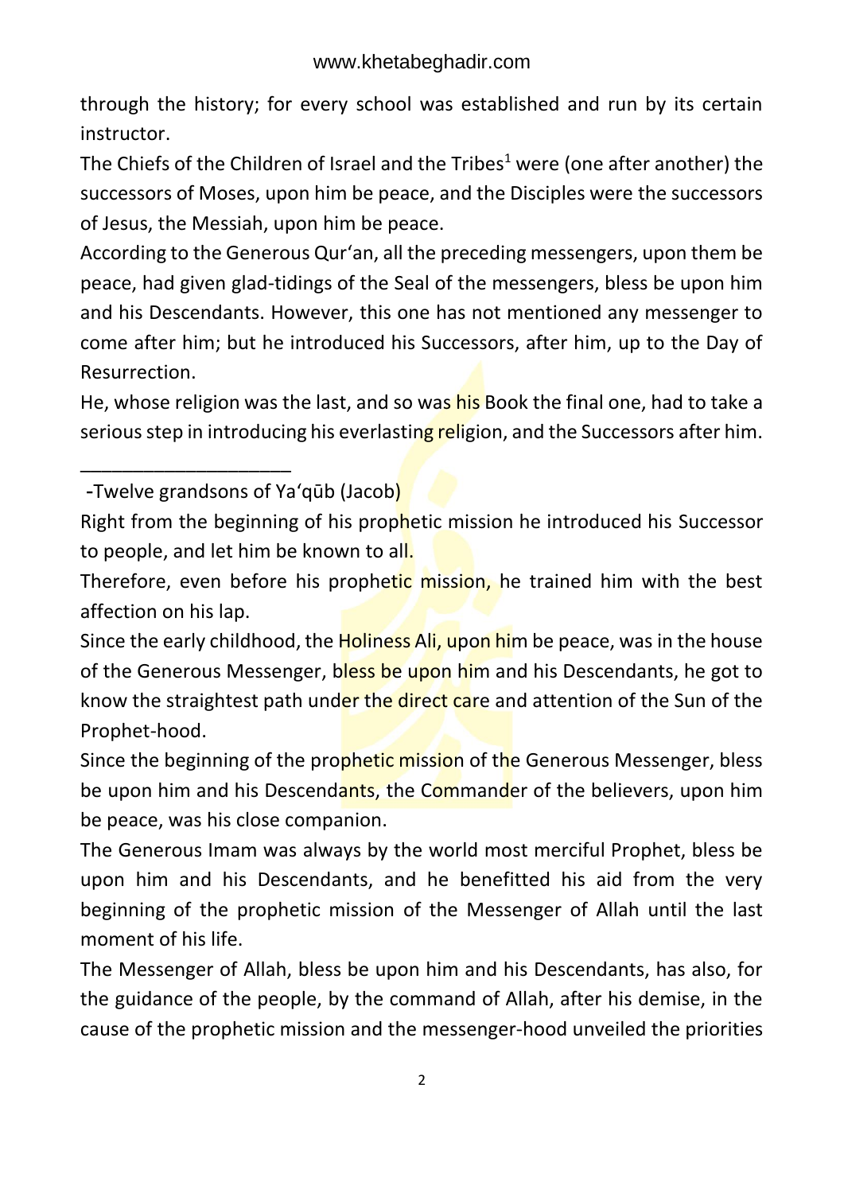through the history; for every school was established and run by its certain instructor.

The Chiefs of the Children of Israel and the Tribes[1] were (one after another) the successors of Moses, upon him be peace, and the Disciples were the successors of Jesus, the Messiah, upon him be peace.

According to the Generous Qur'an, all the preceding messengers, upon them be peace, had given glad-tidings of the Seal of the messengers, bless be upon him and his Descendants. However, this one has not mentioned any messenger to come after him; but he introduced his Successors, after him, up to the Day of Resurrection.

He, whose religion was the last, and so was his Book the final one, had to take a serious step in introducing his everlasting religion, and the Successors after him.

---

-Twelve grandsons of Ya'qūb (Jacob)

Right from the beginning of his prophetic mission he introduced his Successor to people, and let him be known to all.

Therefore, even before his prophetic mission, he trained him with the best affection on his lap.

Since the early childhood, the Holiness Ali, upon him be peace, was in the house of the Generous Messenger, bless be upon him and his Descendants, he got to know the straightest path under the direct care and attention of the Sun of the Prophet-hood.

Since the beginning of the prophetic mission of the Generous Messenger, bless be upon him and his Descendants, the Commander of the believers, upon him be peace, was his close companion.

The Generous Imam was always by the world most merciful Prophet, bless be upon him and his Descendants, and he benefitted his aid from the very beginning of the prophetic mission of the Messenger of Allah until the last moment of his life.

The Messenger of Allah, bless be upon him and his Descendants, has also, for the guidance of the people, by the command of Allah, after his demise, in the cause of the prophetic mission and the messenger-hood unveiled the priorities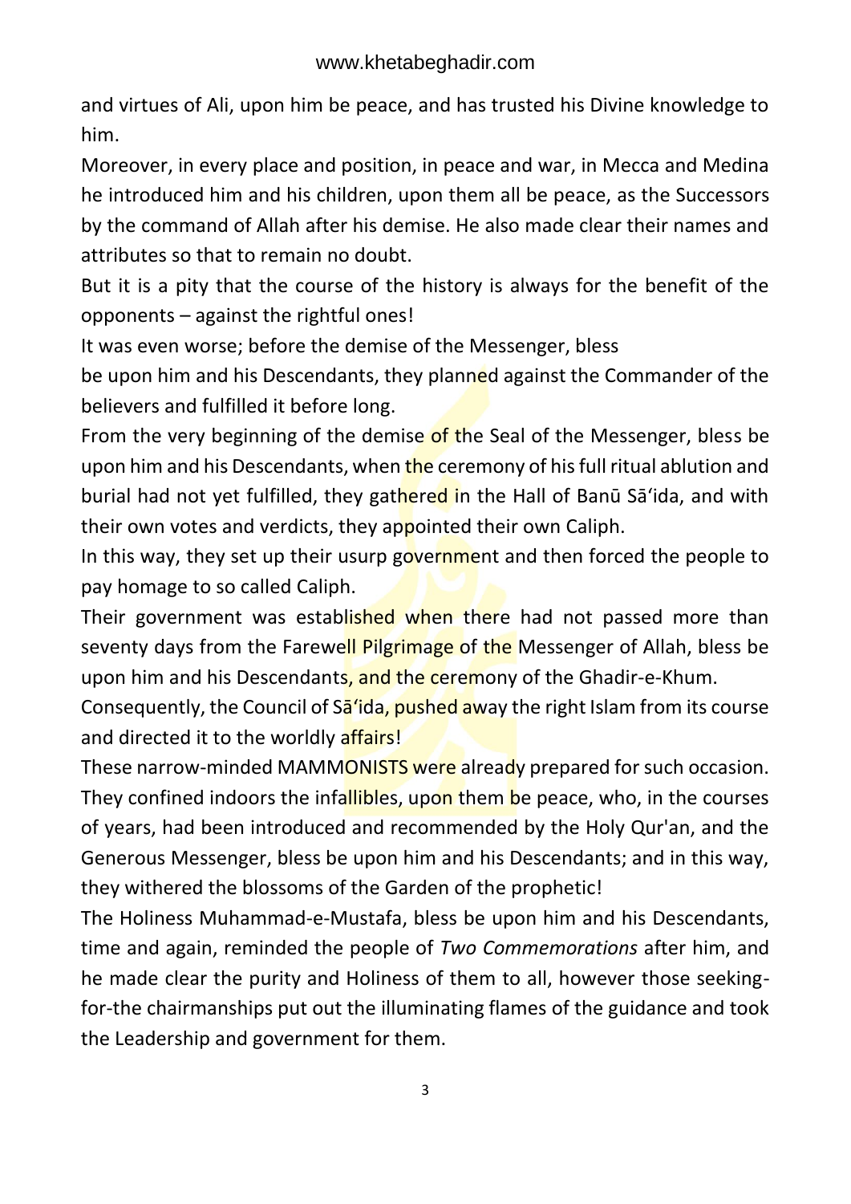and virtues of Ali, upon him be peace, and has trusted his Divine knowledge to him.

Moreover, in every place and position, in peace and war, in Mecca and Medina he introduced him and his children, upon them all be peace, as the Successors by the command of Allah after his demise. He also made clear their names and attributes so that to remain no doubt.

But it is a pity that the course of the history is always for the benefit of the opponents – against the rightful ones!

It was even worse; before the demise of the Messenger, bless be upon him and his Descendants, they planned against the Commander of the believers and fulfilled it before long.

From the very beginning of the demise of the Seal of the Messenger, bless be upon him and his Descendants, when the ceremony of his full ritual ablution and burial had not yet fulfilled, they gathered in the Hall of Banū Sā'ida, and with their own votes and verdicts, they appointed their own Caliph.

In this way, they set up their usurp government and then forced the people to pay homage to so called Caliph.

Their government was established when there had not passed more than seventy days from the Farewell Pilgrimage of the Messenger of Allah, bless be upon him and his Descendants, and the ceremony of the Ghadir-e-Khum.

Consequently, the Council of Sā'ida, pushed away the right Islam from its course and directed it to the worldly affairs!

These narrow-minded MAMMONISTS were already prepared for such occasion. They confined indoors the infallibles, upon them be peace, who, in the courses of years, had been introduced and recommended by the Holy Qur'an, and the Generous Messenger, bless be upon him and his Descendants; and in this way, they withered the blossoms of the Garden of the prophetic!

The Holiness Muhammad-e-Mustafa, bless be upon him and his Descendants, time and again, reminded the people of *Two Commemorations* after him, and he made clear the purity and Holiness of them to all, however those seeking-for-the chairmanships put out the illuminating flames of the guidance and took the Leadership and government for them.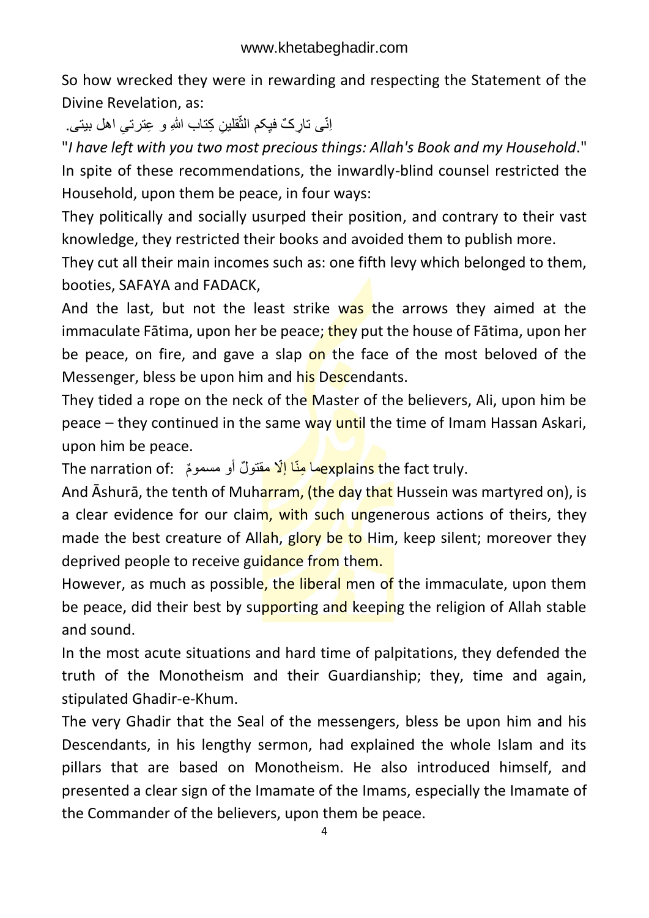So how wrecked they were in rewarding and respecting the Statement of the Divine Revelation, as:

اِنّی تارِکٌ فیکم الثّقلینِ کِتاب اللهِ و عِترتیِ اهل بیتی.

"*I have left with you two most precious things: Allah's Book and my Household*."

In spite of these recommendations, the inwardly-blind counsel restricted the Household, upon them be peace, in four ways:

They politically and socially usurped their position, and contrary to their vast knowledge, they restricted their books and avoided them to publish more.

They cut all their main incomes such as: one fifth levy which belonged to them, booties, SAFAYA and FADACK,

And the last, but not the least strike was the arrows they aimed at the immaculate Fātima, upon her be peace; they put the house of Fātima, upon her be peace, on fire, and gave a slap on the face of the most beloved of the Messenger, bless be upon him and his Descendants.

They tided a rope on the neck of the Master of the believers, Ali, upon him be peace – they continued in the same way until the time of Imam Hassan Askari, upon him be peace.

The narration of: ما مِنّا إلّا مقتولٌ أو مسمومٌ explains the fact truly.

And Āshurā, the tenth of Muharram, (the day that Hussein was martyred on), is a clear evidence for our claim, with such ungenerous actions of theirs, they made the best creature of Allah, glory be to Him, keep silent; moreover they deprived people to receive guidance from them.

However, as much as possible, the liberal men of the immaculate, upon them be peace, did their best by supporting and keeping the religion of Allah stable and sound.

In the most acute situations and hard time of palpitations, they defended the truth of the Monotheism and their Guardianship; they, time and again, stipulated Ghadir-e-Khum.

The very Ghadir that the Seal of the messengers, bless be upon him and his Descendants, in his lengthy sermon, had explained the whole Islam and its pillars that are based on Monotheism. He also introduced himself, and presented a clear sign of the Imamate of the Imams, especially the Imamate of the Commander of the believers, upon them be peace.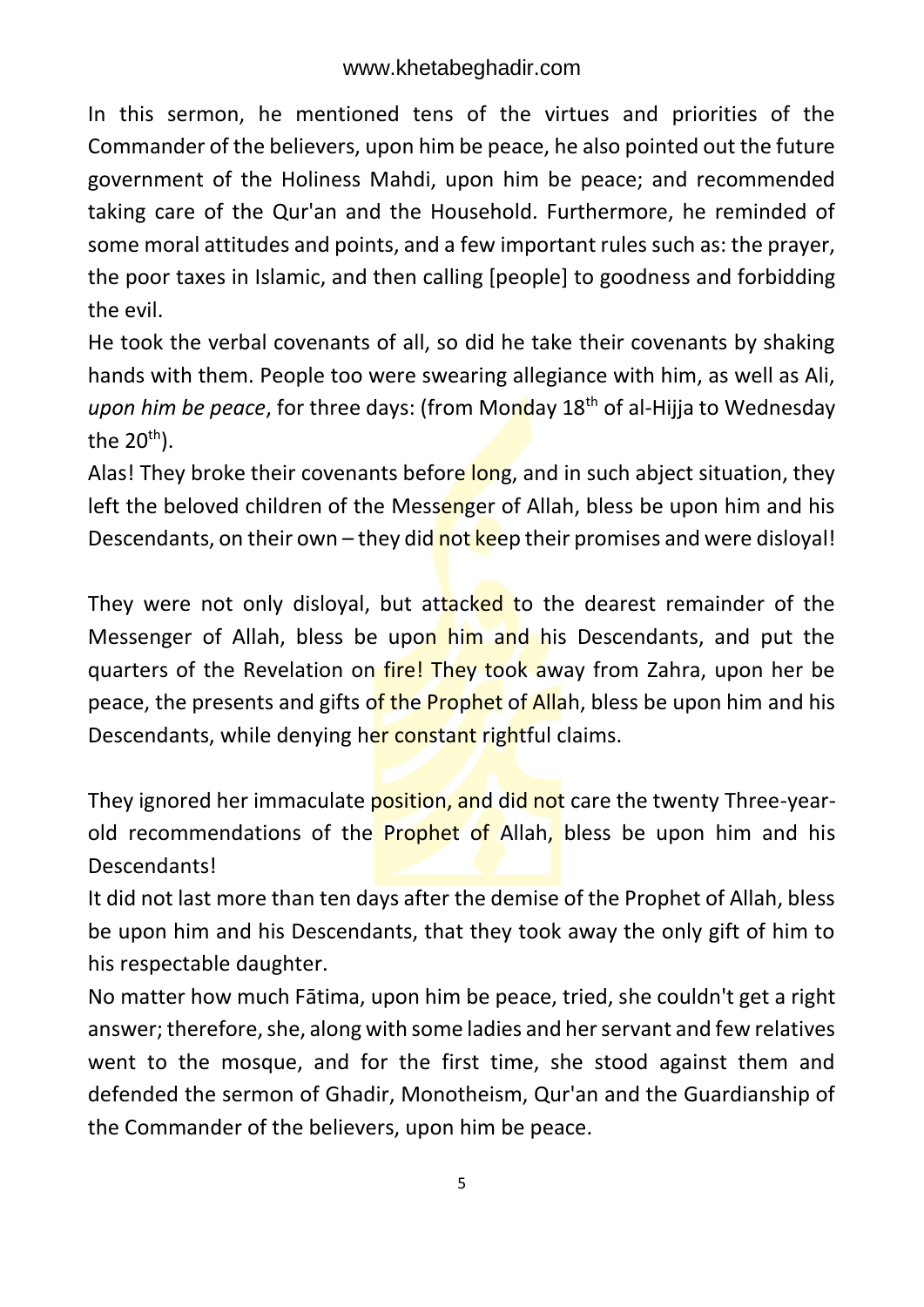In this sermon, he mentioned tens of the virtues and priorities of the Commander of the believers, upon him be peace, he also pointed out the future government of the Holiness Mahdi, upon him be peace; and recommended taking care of the Qur'an and the Household. Furthermore, he reminded of some moral attitudes and points, and a few important rules such as: the prayer, the poor taxes in Islamic, and then calling [people] to goodness and forbidding the evil.

He took the verbal covenants of all, so did he take their covenants by shaking hands with them. People too were swearing allegiance with him, as well as Ali, *upon him be peace*, for three days: (from Monday 18th of al-Hijja to Wednesday the 20th).

Alas! They broke their covenants before long, and in such abject situation, they left the beloved children of the Messenger of Allah, bless be upon him and his Descendants, on their own – they did not keep their promises and were disloyal!

They were not only disloyal, but attacked to the dearest remainder of the Messenger of Allah, bless be upon him and his Descendants, and put the quarters of the Revelation on fire! They took away from Zahra, upon her be peace, the presents and gifts of the Prophet of Allah, bless be upon him and his Descendants, while denying her constant rightful claims.

They ignored her immaculate position, and did not care the twenty Three-year-old recommendations of the Prophet of Allah, bless be upon him and his Descendants!

It did not last more than ten days after the demise of the Prophet of Allah, bless be upon him and his Descendants, that they took away the only gift of him to his respectable daughter.

No matter how much Fātima, upon him be peace, tried, she couldn't get a right answer; therefore, she, along with some ladies and her servant and few relatives went to the mosque, and for the first time, she stood against them and defended the sermon of Ghadir, Monotheism, Qur'an and the Guardianship of the Commander of the believers, upon him be peace.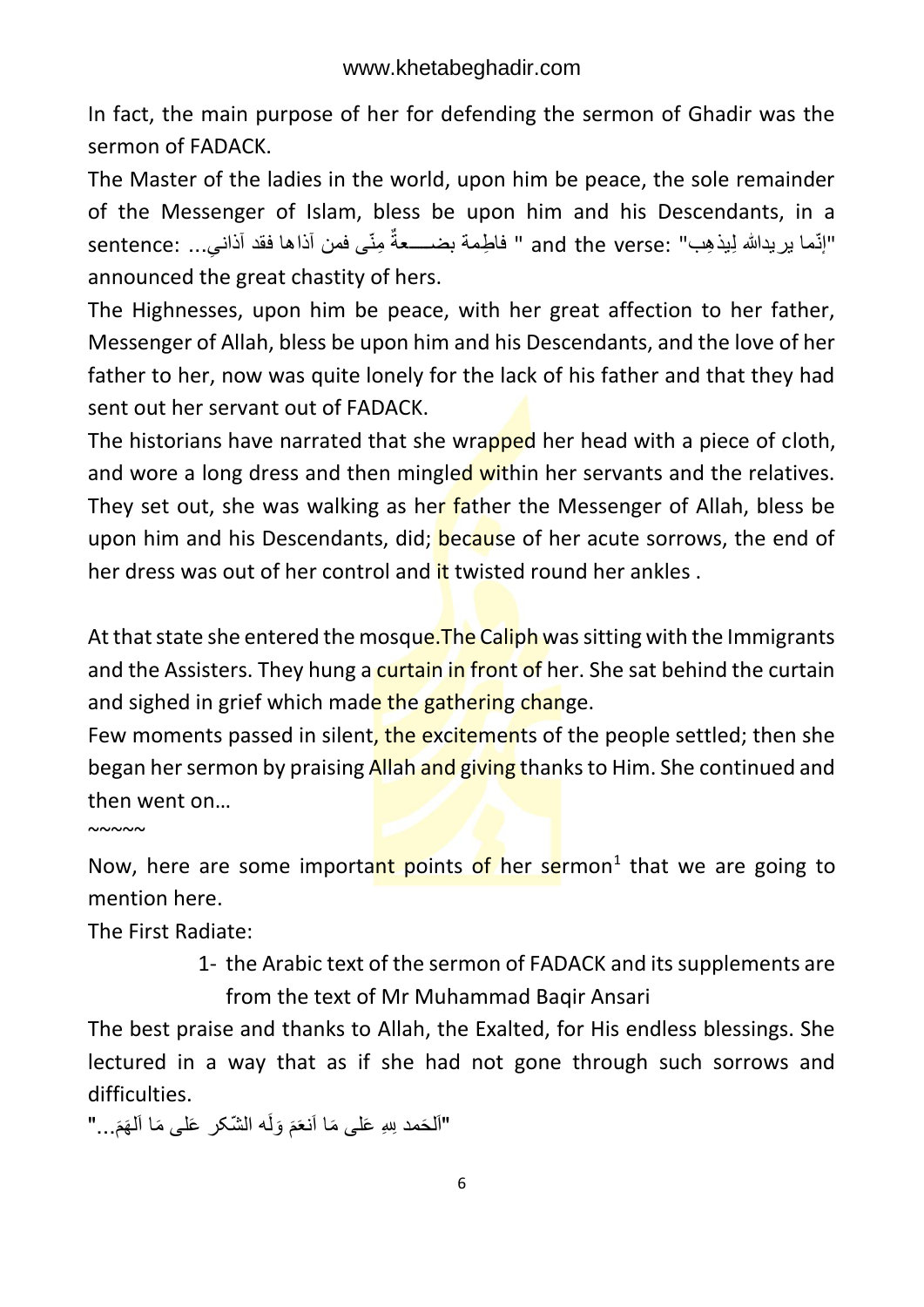In fact, the main purpose of her for defending the sermon of Ghadir was the sermon of FADACK.

The Master of the ladies in the world, upon him be peace, the sole remainder of the Messenger of Islam, bless be upon him and his Descendants, in a sentence: ...فاطِمة بضـــعةٌ مِنّی فمن آذاها فقد آذانی " and the verse: "إنّما يريدالله لِيذهِب" announced the great chastity of hers.

The Highnesses, upon him be peace, with her great affection to her father, Messenger of Allah, bless be upon him and his Descendants, and the love of her father to her, now was quite lonely for the lack of his father and that they had sent out her servant out of FADACK.

The historians have narrated that she wrapped her head with a piece of cloth, and wore a long dress and then mingled within her servants and the relatives. They set out, she was walking as her father the Messenger of Allah, bless be upon him and his Descendants, did; because of her acute sorrows, the end of her dress was out of her control and it twisted round her ankles .

At that state she entered the mosque.The Caliph was sitting with the Immigrants and the Assisters. They hung a curtain in front of her. She sat behind the curtain and sighed in grief which made the gathering change.

Few moments passed in silent, the excitements of the people settled; then she began her sermon by praising Allah and giving thanks to Him. She continued and then went on…

~~~~~

Now, here are some important points of her sermon[1] that we are going to mention here.

The First Radiate:

[1] the Arabic text of the sermon of FADACK and its supplements are from the text of Mr Muhammad Baqir Ansari

The best praise and thanks to Allah, the Exalted, for His endless blessings. She lectured in a way that as if she had not gone through such sorrows and difficulties.

"اَلحَمد لِلهِ عَلی مَا اَنعَمَ وَلَه الشّکر عَلی مَا اَلهَمَ..."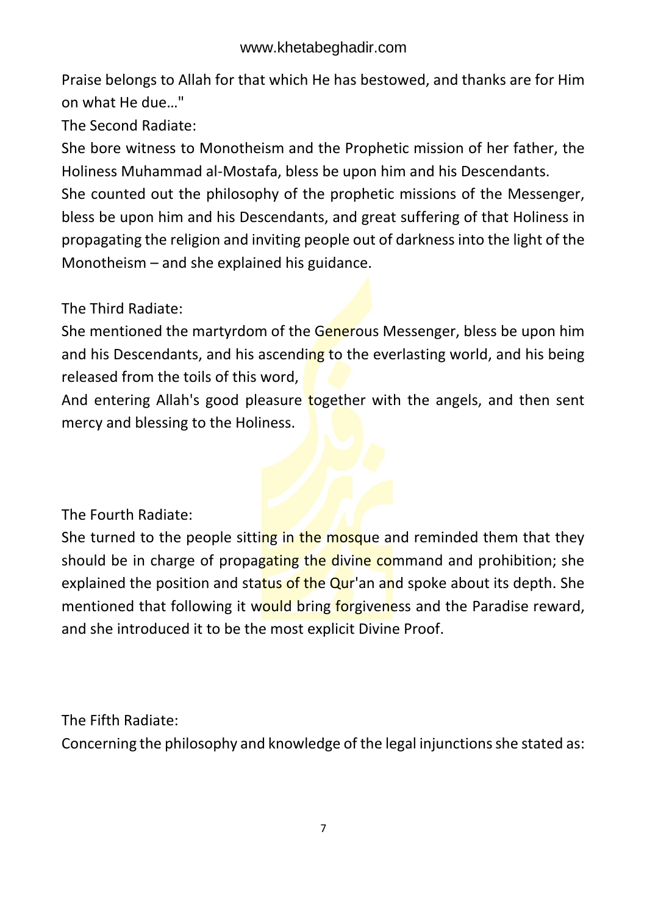Praise belongs to Allah for that which He has bestowed, and thanks are for Him on what He due…"

The Second Radiate:

She bore witness to Monotheism and the Prophetic mission of her father, the Holiness Muhammad al-Mostafa, bless be upon him and his Descendants.

She counted out the philosophy of the prophetic missions of the Messenger, bless be upon him and his Descendants, and great suffering of that Holiness in propagating the religion and inviting people out of darkness into the light of the Monotheism – and she explained his guidance.

The Third Radiate:

She mentioned the martyrdom of the Generous Messenger, bless be upon him and his Descendants, and his ascending to the everlasting world, and his being released from the toils of this word,

And entering Allah's good pleasure together with the angels, and then sent mercy and blessing to the Holiness.

The Fourth Radiate:

She turned to the people sitting in the mosque and reminded them that they should be in charge of propagating the divine command and prohibition; she explained the position and status of the Qur'an and spoke about its depth. She mentioned that following it would bring forgiveness and the Paradise reward, and she introduced it to be the most explicit Divine Proof.

The Fifth Radiate:

Concerning the philosophy and knowledge of the legal injunctions she stated as: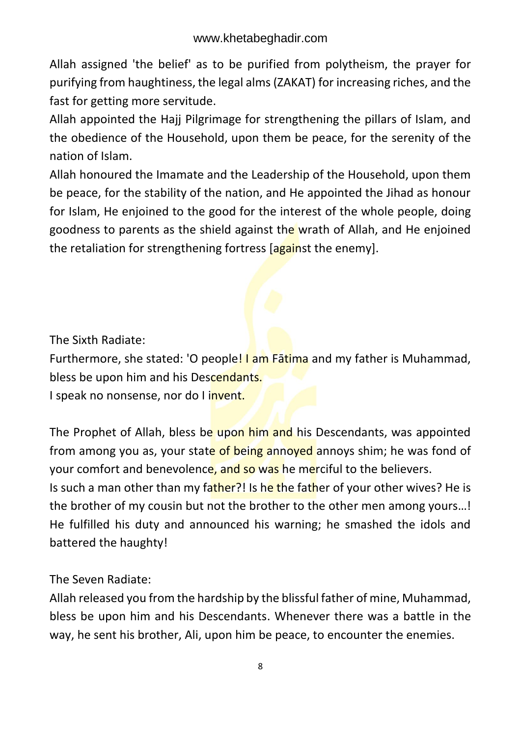Allah assigned 'the belief' as to be purified from polytheism, the prayer for purifying from haughtiness, the legal alms (ZAKAT) for increasing riches, and the fast for getting more servitude.

Allah appointed the Hajj Pilgrimage for strengthening the pillars of Islam, and the obedience of the Household, upon them be peace, for the serenity of the nation of Islam.

Allah honoured the Imamate and the Leadership of the Household, upon them be peace, for the stability of the nation, and He appointed the Jihad as honour for Islam, He enjoined to the good for the interest of the whole people, doing goodness to parents as the shield against the wrath of Allah, and He enjoined the retaliation for strengthening fortress [against the enemy].

The Sixth Radiate:

Furthermore, she stated: 'O people! I am Fātima and my father is Muhammad, bless be upon him and his Descendants.

I speak no nonsense, nor do I invent.

The Prophet of Allah, bless be upon him and his Descendants, was appointed from among you as, your state of being annoyed annoys shim; he was fond of your comfort and benevolence, and so was he merciful to the believers.

Is such a man other than my father?! Is he the father of your other wives? He is the brother of my cousin but not the brother to the other men among yours…! He fulfilled his duty and announced his warning; he smashed the idols and battered the haughty!

The Seven Radiate:

Allah released you from the hardship by the blissful father of mine, Muhammad, bless be upon him and his Descendants. Whenever there was a battle in the way, he sent his brother, Ali, upon him be peace, to encounter the enemies.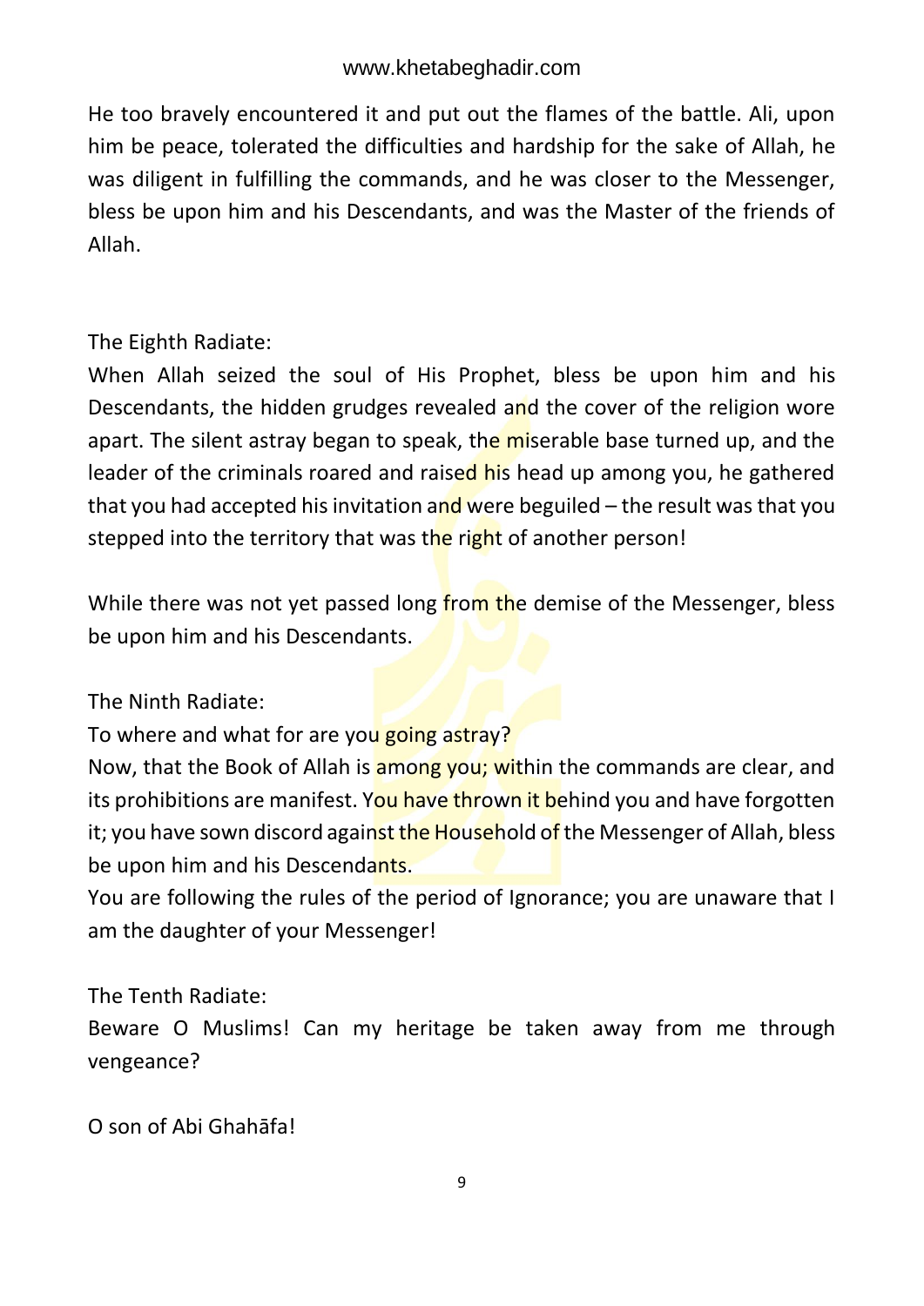He too bravely encountered it and put out the flames of the battle. Ali, upon him be peace, tolerated the difficulties and hardship for the sake of Allah, he was diligent in fulfilling the commands, and he was closer to the Messenger, bless be upon him and his Descendants, and was the Master of the friends of Allah.

The Eighth Radiate:

When Allah seized the soul of His Prophet, bless be upon him and his Descendants, the hidden grudges revealed and the cover of the religion wore apart. The silent astray began to speak, the miserable base turned up, and the leader of the criminals roared and raised his head up among you, he gathered that you had accepted his invitation and were beguiled – the result was that you stepped into the territory that was the right of another person!

While there was not yet passed long from the demise of the Messenger, bless be upon him and his Descendants.

The Ninth Radiate:

To where and what for are you going astray?

Now, that the Book of Allah is among you; within the commands are clear, and its prohibitions are manifest. You have thrown it behind you and have forgotten it; you have sown discord against the Household of the Messenger of Allah, bless be upon him and his Descendants.

You are following the rules of the period of Ignorance; you are unaware that I am the daughter of your Messenger!

The Tenth Radiate:

Beware O Muslims! Can my heritage be taken away from me through vengeance?

O son of Abi Ghahāfa!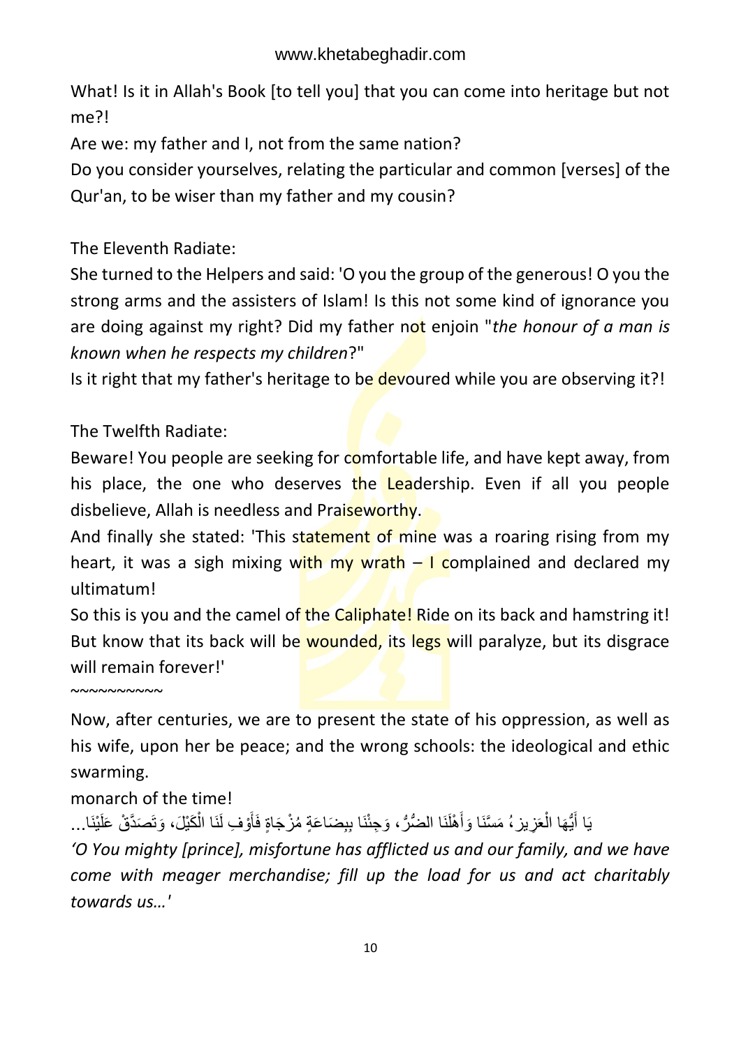What! Is it in Allah's Book [to tell you] that you can come into heritage but not me?!

Are we: my father and I, not from the same nation?

Do you consider yourselves, relating the particular and common [verses] of the Qur'an, to be wiser than my father and my cousin?

The Eleventh Radiate:

She turned to the Helpers and said: 'O you the group of the generous! O you the strong arms and the assisters of Islam! Is this not some kind of ignorance you are doing against my right? Did my father not enjoin "*the honour of a man is known when he respects my children*?"

Is it right that my father's heritage to be devoured while you are observing it?!

The Twelfth Radiate:

Beware! You people are seeking for comfortable life, and have kept away, from his place, the one who deserves the Leadership. Even if all you people disbelieve, Allah is needless and Praiseworthy.

And finally she stated: 'This statement of mine was a roaring rising from my heart, it was a sigh mixing with my wrath – I complained and declared my ultimatum!

So this is you and the camel of the Caliphate! Ride on its back and hamstring it! But know that its back will be wounded, its legs will paralyze, but its disgrace will remain forever!'

~~~~~~~~~~

Now, after centuries, we are to present the state of his oppression, as well as his wife, upon her be peace; and the wrong schools: the ideological and ethic swarming.

monarch of the time!

يَا أَيُّهَا الْعَزِيزُ مَسَّنَا وَأَهْلَنَا الضُّرُّ، وَجِئْنَا بِبِضَاعَةٍ مُزْجَاةٍ فَأَوْفِ لَنَا الْكَيْلَ، وَتَصَدَّقْ عَلَيْنَا...

*'O You mighty [prince], misfortune has afflicted us and our family, and we have come with meager merchandise; fill up the load for us and act charitably towards us…'*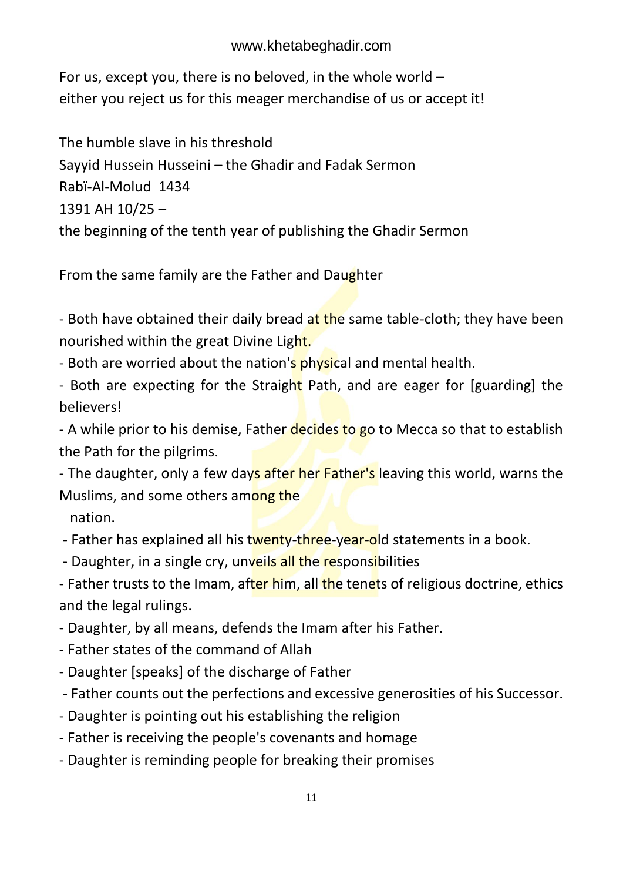For us, except you, there is no beloved, in the whole world –
either you reject us for this meager merchandise of us or accept it!

The humble slave in his threshold
Sayyid Hussein Husseini – the Ghadir and Fadak Sermon
Rabï-Al-Molud 1434
1391 AH 10/25 –
the beginning of the tenth year of publishing the Ghadir Sermon

From the same family are the Father and Daughter

- Both have obtained their daily bread at the same table-cloth; they have been nourished within the great Divine Light.
- Both are worried about the nation's physical and mental health.
- Both are expecting for the Straight Path, and are eager for [guarding] the believers!
- A while prior to his demise, Father decides to go to Mecca so that to establish the Path for the pilgrims.
- The daughter, only a few days after her Father's leaving this world, warns the Muslims, and some others among the nation.
- Father has explained all his twenty-three-year-old statements in a book.
- Daughter, in a single cry, unveils all the responsibilities
- Father trusts to the Imam, after him, all the tenets of religious doctrine, ethics and the legal rulings.
- Daughter, by all means, defends the Imam after his Father.
- Father states of the command of Allah
- Daughter [speaks] of the discharge of Father
- Father counts out the perfections and excessive generosities of his Successor.
- Daughter is pointing out his establishing the religion
- Father is receiving the people's covenants and homage
- Daughter is reminding people for breaking their promises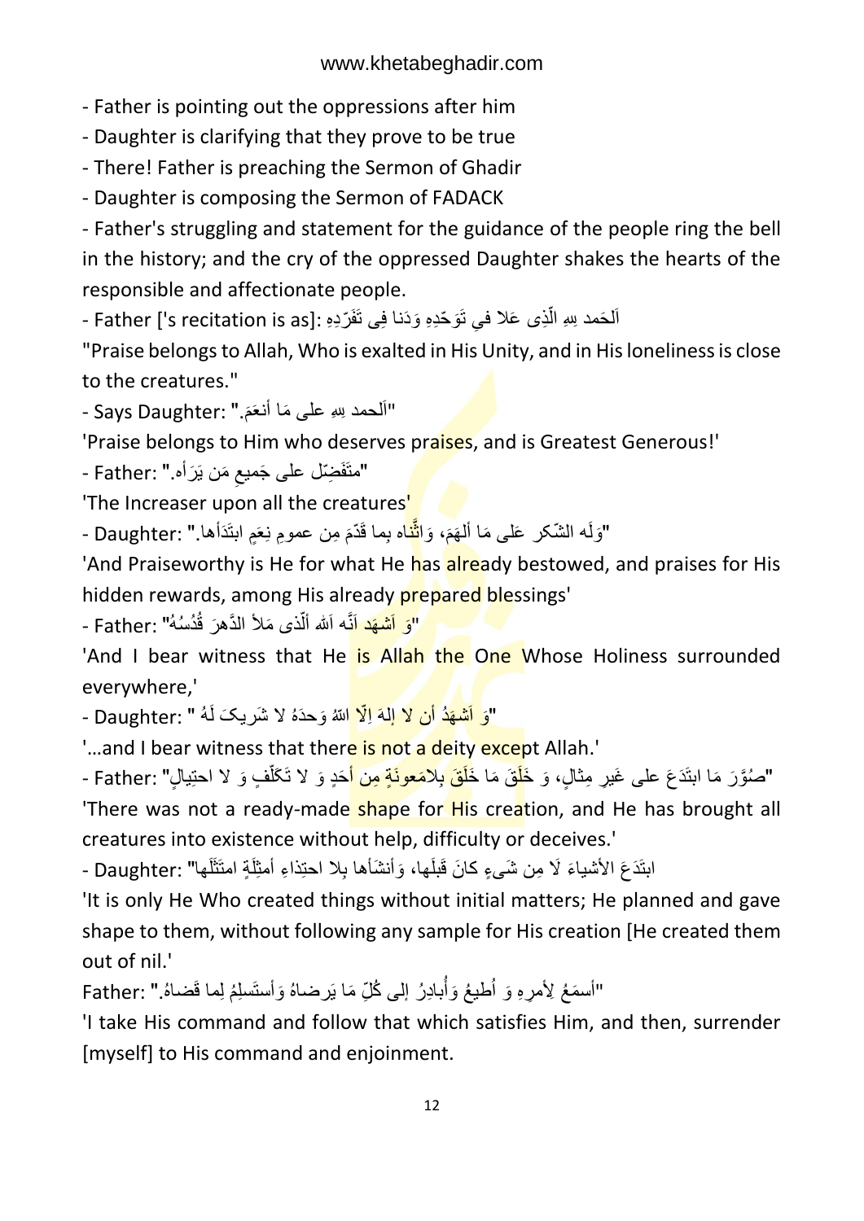- Father is pointing out the oppressions after him

- Daughter is clarifying that they prove to be true

- There! Father is preaching the Sermon of Ghadir

- Daughter is composing the Sermon of FADACK

- Father's struggling and statement for the guidance of the people ring the bell in the history; and the cry of the oppressed Daughter shakes the hearts of the responsible and affectionate people.

- Father ['s recitation is as]: اَلحَمد لِلّهِ الّذِی عَلا فِی تَوَحّدِهِ وَدَنا فِی تَفَرّدِهِ

"Praise belongs to Allah, Who is exalted in His Unity, and in His loneliness is close to the creatures."

- Says Daughter: "اَلحمد لِلّهِ علی مَا أنعَمَ."

'Praise belongs to Him who deserves praises, and is Greatest Generous!'

- Father: "متَفَضِّل علی جَمیعِ مَن بَرَأه."

'The Increaser upon all the creatures'

- Daughter: "وَلَه الشّکر عَلی مَا ألهَمَ، وَالثّناء بِما قَدّمَ مِن عمومِ نِعَمٍ ابتَدَأها."

'And Praiseworthy is He for what He has already bestowed, and praises for His hidden rewards, among His already prepared blessings'

- Father: "وَ اَشهَد اَنَّه اَللّه اَلّذی مَلأَ الدَّهرَ قُدسُهُ"

'And I bear witness that He is Allah the One Whose Holiness surrounded everywhere,'

- Daughter: "وَ اَشهَدُ أن لا إلهَ اِلّا اللّهُ وَحدَهُ لا شَریکَ لَهُ "

'...and I bear witness that there is not a deity except Allah.'

- Father: "صُوَّرَ مَا ابتَدَعَ علی غَیرِ مِثالٍ، وَ خَلَقَ مَا خَلَقَ بِلامَعونَةٍ مِن أحَدٍ وَ لا تَکَلّفٍ وَ لا احتِیالٍ"

'There was not a ready-made shape for His creation, and He has brought all creatures into existence without help, difficulty or deceives.'

- Daughter: "ابتَدَعَ الأشیاءَ لَا مِن شَیءٍ کانَ قَبلَها، وَأنشَأها بِلا احتِذاءِ أمثِلَةٍ امتَثَلَها"

'It is only He Who created things without initial matters; He planned and gave shape to them, without following any sample for His creation [He created them out of nil.'

Father: "أسمَعُ لِأمرِهِ وَ أطیعُ وَأُبادِرُ إلی کُلِّ مَا یَرضاهُ وَأستَسلِمُ لِما قَضاهُ."

'I take His command and follow that which satisfies Him, and then, surrender [myself] to His command and enjoinment.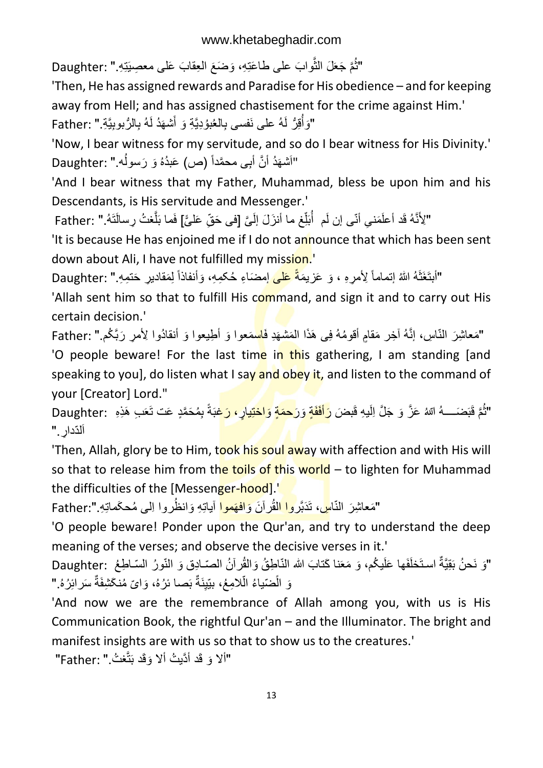Daughter: "ثُمَّ جَعَلَ الثَّوابَ على طاعَتِهِ، وَضَعَ العِقابَ عَلى معصِيَتِهِ."

'Then, He has assigned rewards and Paradise for His obedience – and for keeping away from Hell; and has assigned chastisement for the crime against Him.'

Father: "وَأُقِرُّ لَهُ على نَفسى بِالعُبُودِيَّةِ وَ أَشهَدُ لَهُ بِالرُّبوبِيَّةِ."

'Now, I bear witness for my servitude, and so do I bear witness for His Divinity.'

Daughter: "اَشهَدُ أنَّ أبِى محمَّداً (ص) عَبدُهُ وَ رَسولُه."

'And I bear witness that my Father, Muhammad, bless be upon him and his Descendants, is His servitude and Messenger.'

Father: "لِأَنَّهُ قَد أعلَمَنِي أنّى إن لَم أُبَلِّغ ما أنزَلَ إلَيَّ [فى حَقّ عَلىًّ] فَما بَلَّغتُ رِسالَتَهُ."

'It is because He has enjoined me if I do not announce that which has been sent down about Ali, I have not fulfilled my mission.'

Daughter: "أبتَعَثَهُ اللهُ إتماماً لِأمرِهِ ، وَ عَزيمَةً عَلى إمضاءِ حُكمِهِ، وَأنفاذاً لِمَقاديرِ حَتمِهِ."

'Allah sent him so that to fulfill His command, and sign it and to carry out His certain decision.'

Father: "مَعاشِرَ النّاسِ، إنَّهُ آخِرِ مَقامٍ أقومُهُ فِى هَذَا المَشهَدِ فَاسمَعوا وَ أطِيعوا وَ أنقادُوا لِأمرِ رَبَّكُم."

'O people beware! For the last time in this gathering, I am standing [and speaking to you], do listen what I say and obey it, and listen to the command of your [Creator] Lord."

Daughter: "ثُمَّ قَبَضَـــهُ اللهُ عَزَّ وَ جَلَّ اِلَيهِ قَبضَ رَأفَةٍ وَرَحمَةٍ وَاختِيارٍ، رَغبَةً بِمُحَمَّدٍ عَت تَعَبِ هَذِهِ اَلدّارِ."

'Then, Allah, glory be to Him, took his soul away with affection and with His will so that to release him from the toils of this world – to lighten for Muhammad the difficulties of the [Messenger-hood].'

Father: "مَعاشِرَ النّاسِ، تَدَبَّروا القُرآنَ وَافهَموا آياتِهِ وَانظُروا اِلى مُحكَماتِهِ."

'O people beware! Ponder upon the Qur'an, and try to understand the deep meaning of the verses; and observe the decisive verses in it.'

Daughter: "وَ نَحنُ بَقِيَّةٌ استَخلَفَها عَلَيكُم، وَ مَعَنا كِتابَ الله النّاطِقُ وَالقُرآنُ الصّادِقِ وَ النّورُ السّاطِعُ وَ الَضّياءُ الّلامِعُ، بيّنِةٌ بَصا ئرُهُ، وَايّ مُنكَشِفَةٌ سَرائِرُهُ."

'And now we are the remembrance of Allah among you, with us is His Communication Book, the rightful Qur'an – and the Illuminator. The bright and manifest insights are with us so that to show us to the creatures.'

"Father: "ألا وَ قَد أدَّيتُ ألا وَقَد بَتَّغتُ."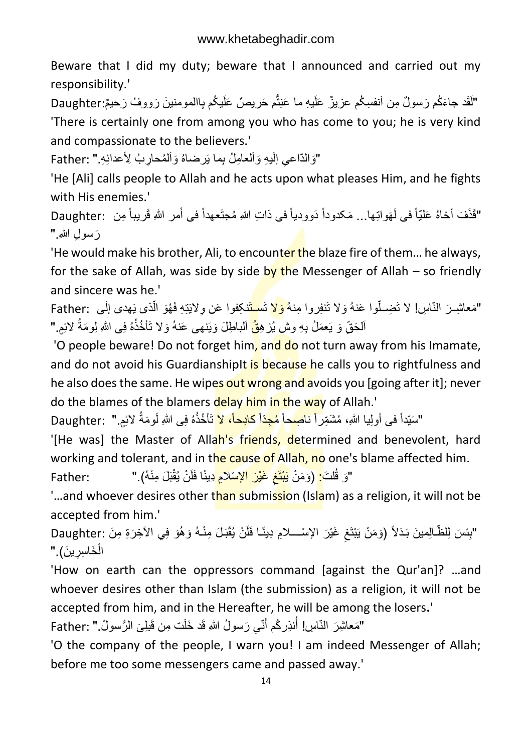Beware that I did my duty; beware that I announced and carried out my responsibility.'

Daughter: "لَقَد جاءَكُم رَسولٌ مِن اَنفسِكُم عزيزٌ عَلَيهِ ما عَنِتُّم حَريصٌ عَلَيكُم بِالمومنينَ رَووفٌ رَحيمٌ"

'There is certainly one from among you who has come to you; he is very kind and compassionate to the believers.'

Father: "وَالدّاعي إلَيهِ وَالعامِلُ بِما يَرضاهُ وَالمُحارِبُ لِأعدائِهِ."

'He [Ali] calls people to Allah and he acts upon what pleases Him, and he fights with His enemies.'

Daughter: "قَذَفَ أخاهُ عَلِيّاً فی لَهَواتِها... مَكدوداً دَوودياً فی ذاتِ اللهِ مُجتَعِهداً فی أمر اللهِ قَريباً مِن رَسولِ اللهِ."

'He would make his brother, Ali, to encounter the blaze fire of them... he always, for the sake of Allah, was side by side by the Messenger of Allah – so friendly and sincere was he.'

Father: "مَعاشِـرَ النّاسِ! لا تَضِـلّوا عَنهُ وَلا تَنفِروا مِنهُ وَلا تَسـتَنكِفوا عَن وِلايَتِهِ فَهُوَ الّذی يَهدی إلَی اَلحَقّ وَ يَعمَلُ بِهِ وش يُزهِقُ اَلباطِلَ وَيَنهى عَنهُ وَلا تَأخُذُهُ فِی اللهِ لِومَةُ لائِمٍ."

'O people beware! Do not forget him, and do not turn away from his Imamate, and do not avoid his GuardianshipIt is because he calls you to rightfulness and he also does the same. He wipes out wrong and avoids you [going after it]; never do the blames of the blamers delay him in the way of Allah.'

Daughter: "سَيّداً فی أولِيا اللهِ، مُشَمّراً ناصِحاً مُجِدّاً كادِحاً، لا تَأخُذُهُ فِی اللهِ لَومَةُ لائِمٍ."

'[He was] the Master of Allah's friends, determined and benevolent, hard working and tolerant, and in the cause of Allah, no one's blame affected him.

Father: "وَ قُلتَ: (وَمَنْ يَبْتَغِ غَيْرَ الإسْلامِ دِينًا فَلَنْ يُقْبَلَ مِنْهُ)."

'...and whoever desires other than submission (Islam) as a religion, it will not be accepted from him.'

Daughter: "بِئسَ لِلظّالِمينَ بَدَلاً (وَمَنْ يَبْتَغِ غَيْرَ الإسْـــلامِ دِينًا فَلَنْ يُقْبَلَ مِنْـهُ وَهُوَ فِي الآخِرَةِ مِنَ الْخَاسِرِينَ)."

'How on earth can the oppressors command [against the Qur'an]? ...and whoever desires other than Islam (the submission) as a religion, it will not be accepted from him, and in the Hereafter, he will be among the losers.'

Father: "مَعاشِرَ النّاسِ! أُنذِرُكُم أنّي رَسولُ اللهِ قَد خَلَت مِن قَبلِيَ الرُّسولُ."

'O the company of the people, I warn you! I am indeed Messenger of Allah; before me too some messengers came and passed away.'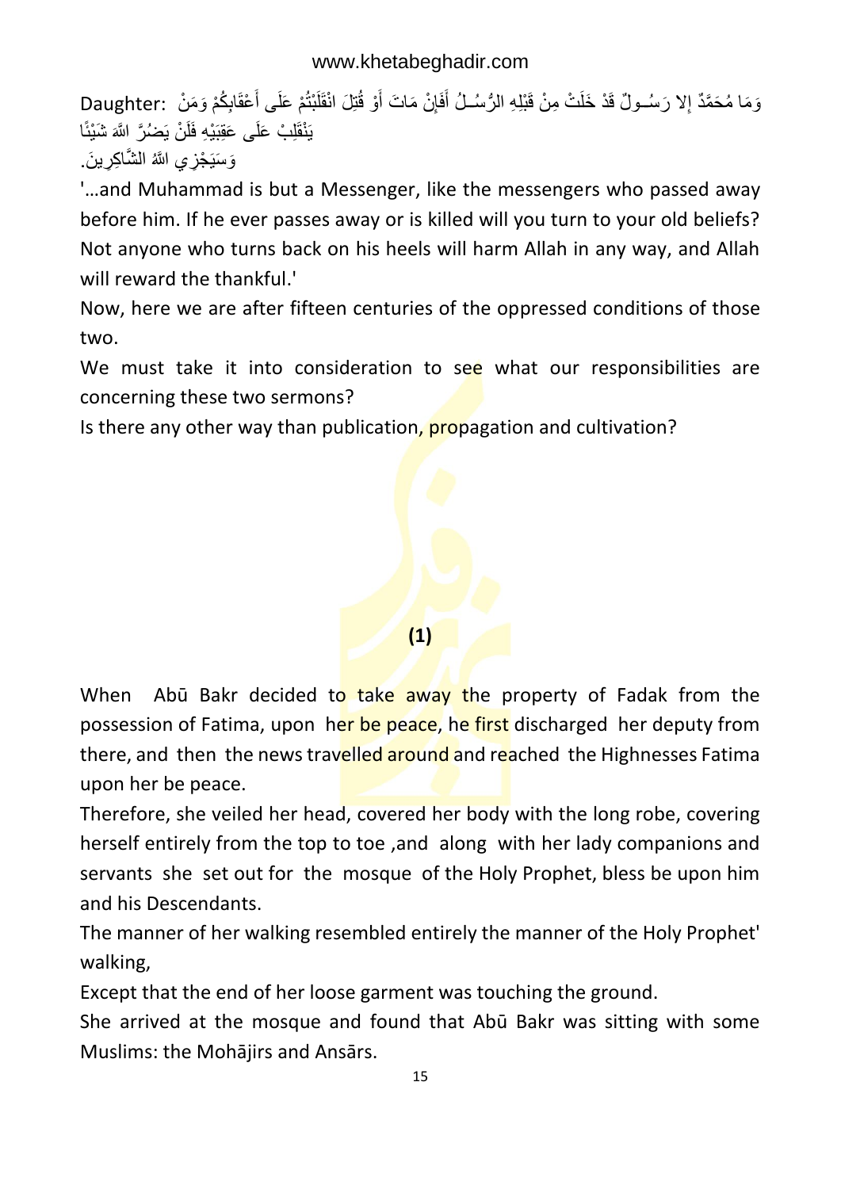Daughter: وَمَا مُحَمَّدٌ إلا رَسُــولٌ قَدْ خَلَتْ مِنْ قَبْلِهِ الرُّسُــلُ أَفَإِنْ مَاتَ أَوْ قُتِلَ انْقَلَبْتُمْ عَلَى أَعْقَابِكُمْ وَمَنْ يَنْقَلِبْ عَلَى عَقِبَيْهِ فَلَنْ يَضُرَّ اللَّهَ شَيْئًا وَسَيَجْزِي اللَّهُ الشَّاكِرِينَ.

'…and Muhammad is but a Messenger, like the messengers who passed away before him. If he ever passes away or is killed will you turn to your old beliefs? Not anyone who turns back on his heels will harm Allah in any way, and Allah will reward the thankful.'

Now, here we are after fifteen centuries of the oppressed conditions of those two.

We must take it into consideration to see what our responsibilities are concerning these two sermons?

Is there any other way than publication, propagation and cultivation?

**(1)**

When Abū Bakr decided to take away the property of Fadak from the possession of Fatima, upon her be peace, he first discharged her deputy from there, and then the news travelled around and reached the Highnesses Fatima upon her be peace.

Therefore, she veiled her head, covered her body with the long robe, covering herself entirely from the top to toe ,and along with her lady companions and servants she set out for the mosque of the Holy Prophet, bless be upon him and his Descendants.

The manner of her walking resembled entirely the manner of the Holy Prophet' walking,

Except that the end of her loose garment was touching the ground.

She arrived at the mosque and found that Abū Bakr was sitting with some Muslims: the Mohājirs and Ansārs.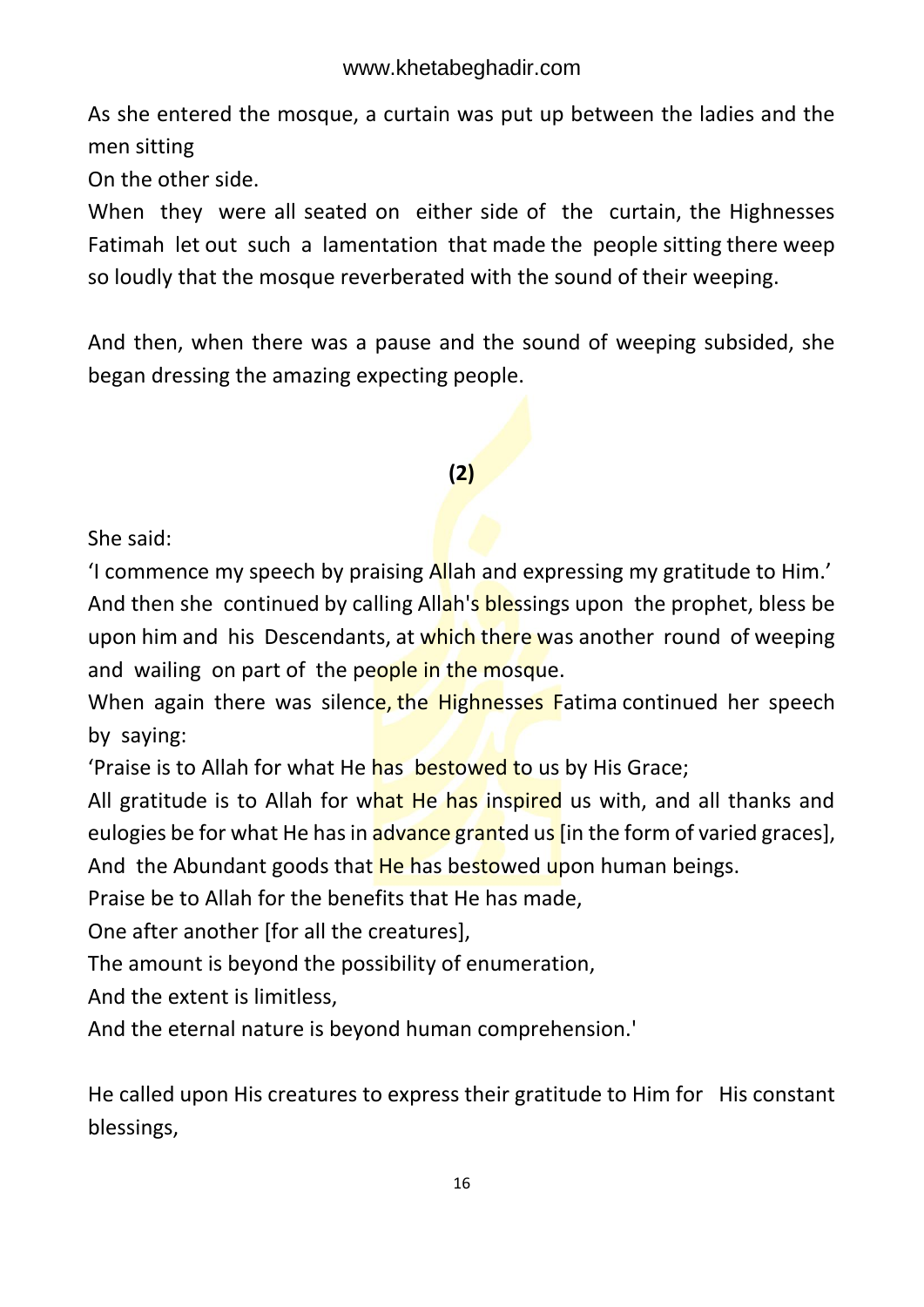As she entered the mosque, a curtain was put up between the ladies and the men sitting

On the other side.

When they were all seated on either side of the curtain, the Highnesses Fatimah let out such a lamentation that made the people sitting there weep so loudly that the mosque reverberated with the sound of their weeping.

And then, when there was a pause and the sound of weeping subsided, she began dressing the amazing expecting people.

**(2)**

She said:

'I commence my speech by praising Allah and expressing my gratitude to Him.'

And then she continued by calling Allah's blessings upon the prophet, bless be upon him and his Descendants, at which there was another round of weeping and wailing on part of the people in the mosque.

When again there was silence, the Highnesses Fatima continued her speech by saying:

'Praise is to Allah for what He has bestowed to us by His Grace;

All gratitude is to Allah for what He has inspired us with, and all thanks and eulogies be for what He has in advance granted us [in the form of varied graces],

And the Abundant goods that He has bestowed upon human beings.

Praise be to Allah for the benefits that He has made,

One after another [for all the creatures],

The amount is beyond the possibility of enumeration,

And the extent is limitless,

And the eternal nature is beyond human comprehension.'

He called upon His creatures to express their gratitude to Him for His constant blessings,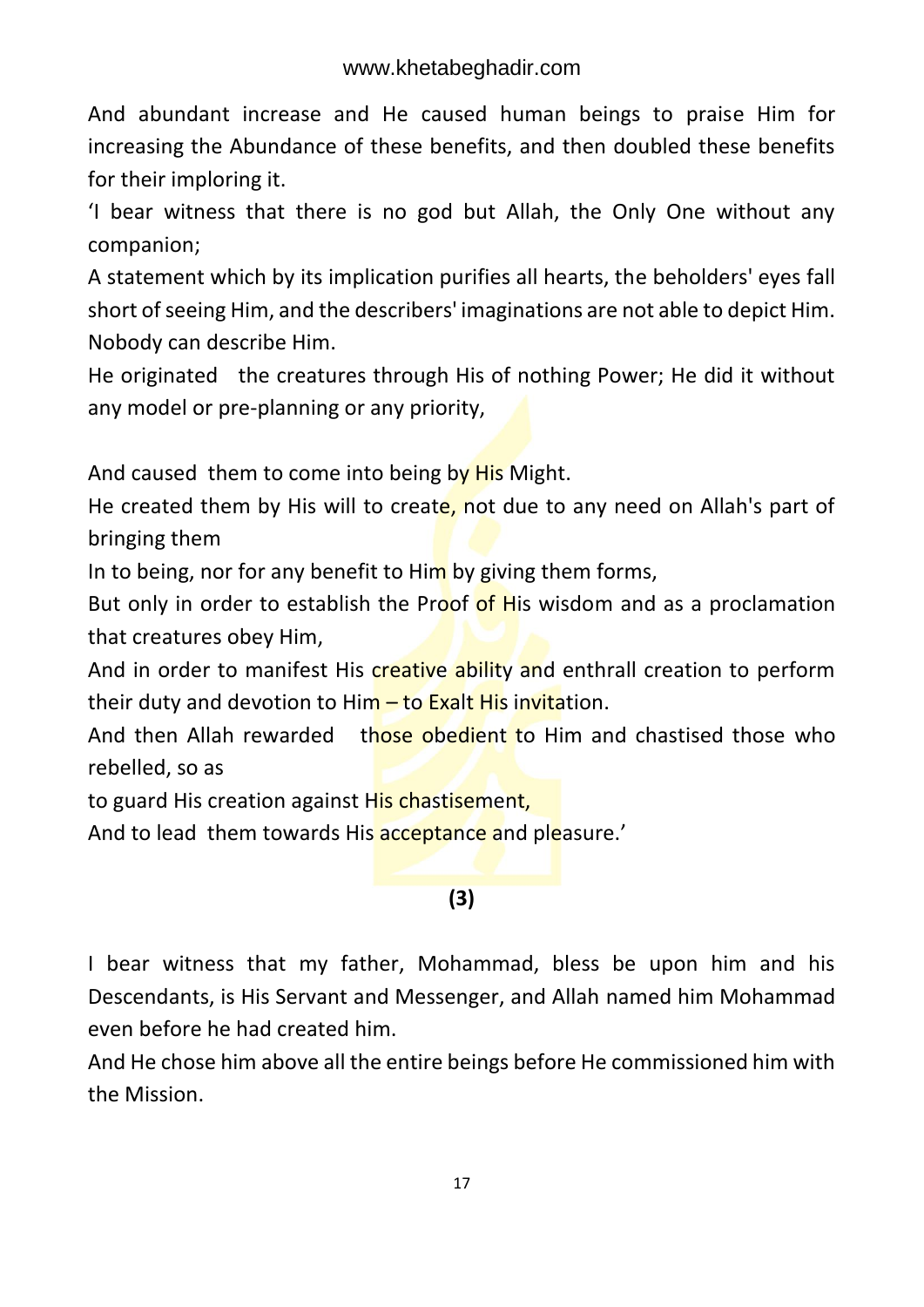And abundant increase and He caused human beings to praise Him for increasing the Abundance of these benefits, and then doubled these benefits for their imploring it.

'I bear witness that there is no god but Allah, the Only One without any companion;

A statement which by its implication purifies all hearts, the beholders' eyes fall short of seeing Him, and the describers' imaginations are not able to depict Him. Nobody can describe Him.

He originated the creatures through His of nothing Power; He did it without any model or pre-planning or any priority,

And caused them to come into being by His Might.

He created them by His will to create, not due to any need on Allah's part of bringing them

In to being, nor for any benefit to Him by giving them forms,

But only in order to establish the Proof of His wisdom and as a proclamation that creatures obey Him,

And in order to manifest His creative ability and enthrall creation to perform their duty and devotion to Him – to Exalt His invitation.

And then Allah rewarded those obedient to Him and chastised those who rebelled, so as

to guard His creation against His chastisement,

And to lead them towards His acceptance and pleasure.'

**(3)**

I bear witness that my father, Mohammad, bless be upon him and his Descendants, is His Servant and Messenger, and Allah named him Mohammad even before he had created him.

And He chose him above all the entire beings before He commissioned him with the Mission.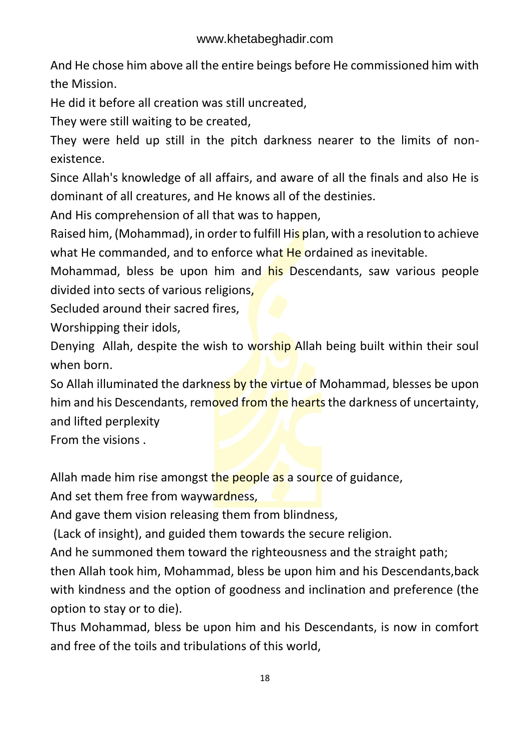And He chose him above all the entire beings before He commissioned him with the Mission.

He did it before all creation was still uncreated,

They were still waiting to be created,

They were held up still in the pitch darkness nearer to the limits of non-existence.

Since Allah's knowledge of all affairs, and aware of all the finals and also He is dominant of all creatures, and He knows all of the destinies.

And His comprehension of all that was to happen,

Raised him, (Mohammad), in order to fulfill His plan, with a resolution to achieve what He commanded, and to enforce what He ordained as inevitable.

Mohammad, bless be upon him and his Descendants, saw various people divided into sects of various religions,

Secluded around their sacred fires,

Worshipping their idols,

Denying Allah, despite the wish to worship Allah being built within their soul when born.

So Allah illuminated the darkness by the virtue of Mohammad, blesses be upon him and his Descendants, removed from the hearts the darkness of uncertainty, and lifted perplexity

From the visions .

Allah made him rise amongst the people as a source of guidance,

And set them free from waywardness,

And gave them vision releasing them from blindness,

(Lack of insight), and guided them towards the secure religion.

And he summoned them toward the righteousness and the straight path;

then Allah took him, Mohammad, bless be upon him and his Descendants,back with kindness and the option of goodness and inclination and preference (the option to stay or to die).

Thus Mohammad, bless be upon him and his Descendants, is now in comfort and free of the toils and tribulations of this world,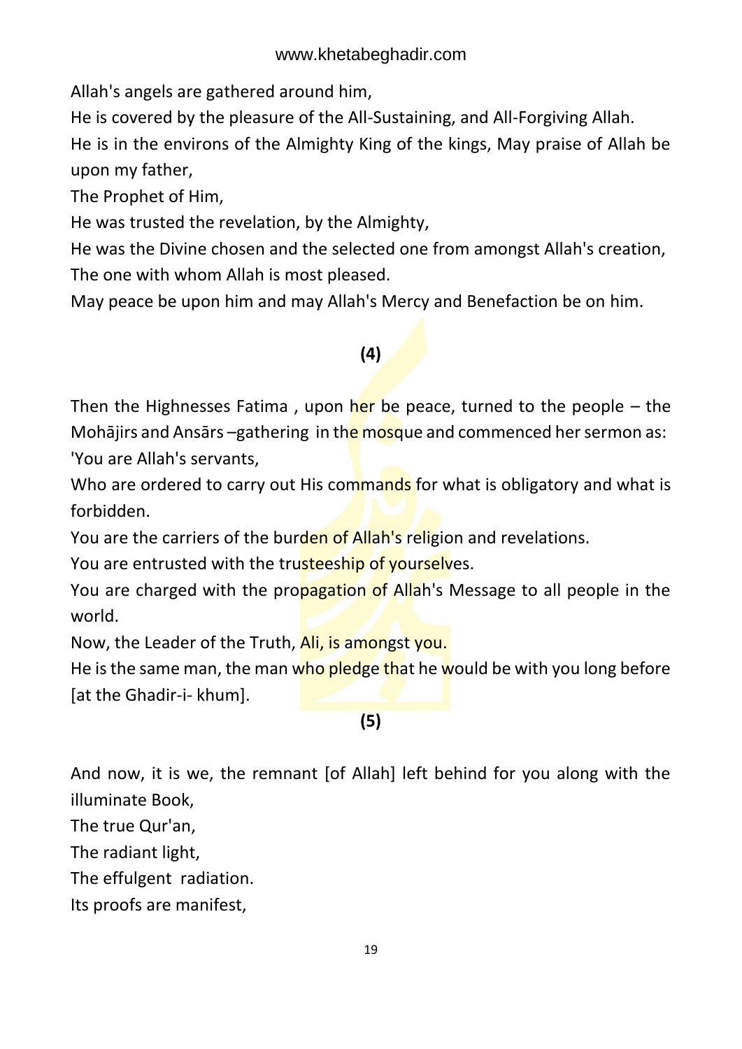Allah's angels are gathered around him,

He is covered by the pleasure of the All-Sustaining, and All-Forgiving Allah.

He is in the environs of the Almighty King of the kings, May praise of Allah be upon my father,

The Prophet of Him,

He was trusted the revelation, by the Almighty,

He was the Divine chosen and the selected one from amongst Allah's creation,

The one with whom Allah is most pleased.

May peace be upon him and may Allah's Mercy and Benefaction be on him.

**(4)**

Then the Highnesses Fatima , upon her be peace, turned to the people – the Mohājirs and Ansārs –gathering in the mosque and commenced her sermon as:

'You are Allah's servants,

Who are ordered to carry out His commands for what is obligatory and what is forbidden.

You are the carriers of the burden of Allah's religion and revelations.

You are entrusted with the trusteeship of yourselves.

You are charged with the propagation of Allah's Message to all people in the world.

Now, the Leader of the Truth, Ali, is amongst you.

He is the same man, the man who pledge that he would be with you long before [at the Ghadir-i- khum].

**(5)**

And now, it is we, the remnant [of Allah] left behind for you along with the illuminate Book,

The true Qur'an,

The radiant light,

The effulgent radiation.

Its proofs are manifest,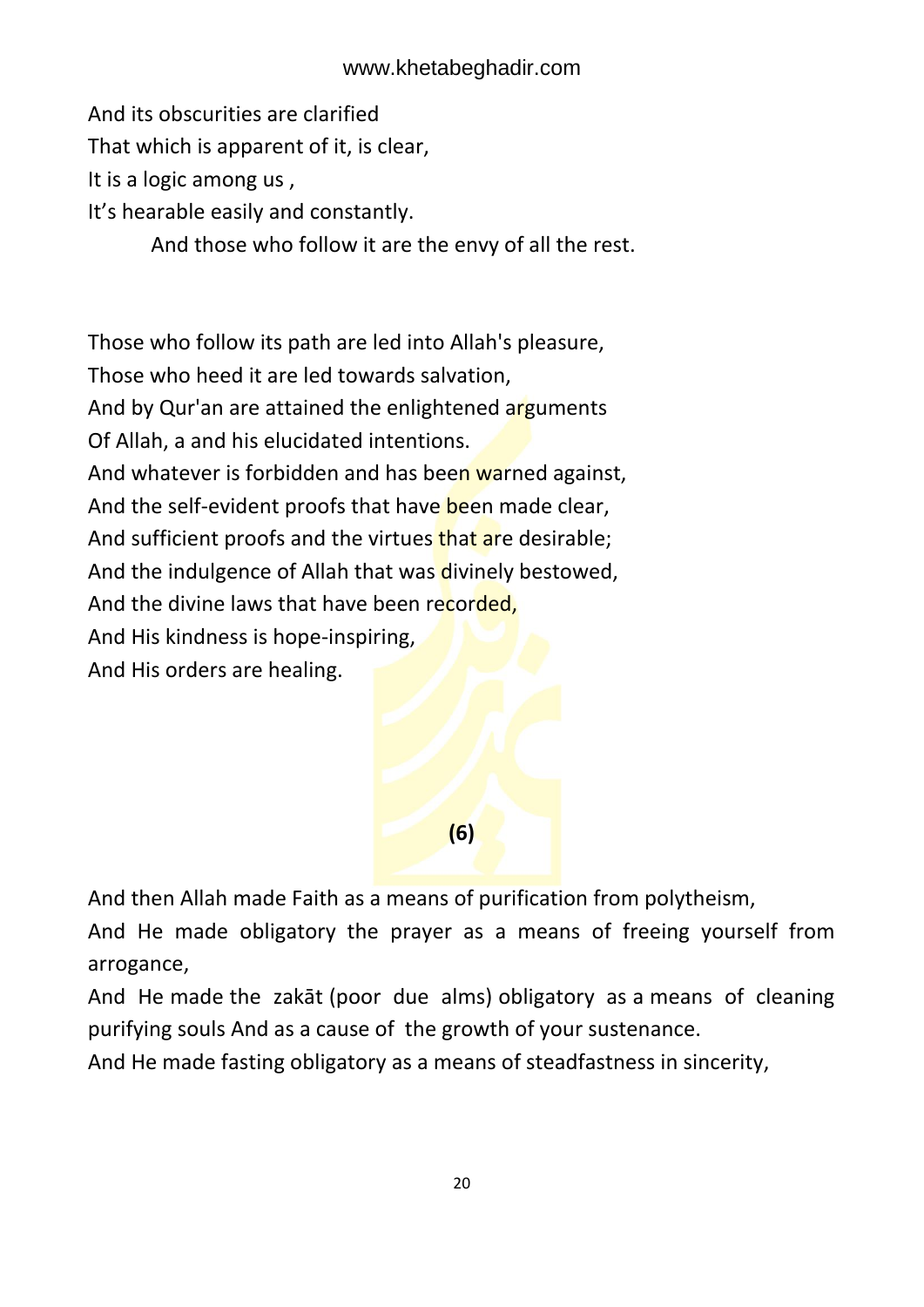And its obscurities are clarified
That which is apparent of it, is clear,
It is a logic among us ,
It’s hearable easily and constantly.
And those who follow it are the envy of all the rest.

Those who follow its path are led into Allah's pleasure,
Those who heed it are led towards salvation,
And by Qur'an are attained the enlightened arguments
Of Allah, a and his elucidated intentions.
And whatever is forbidden and has been warned against,
And the self-evident proofs that have been made clear,
And sufficient proofs and the virtues that are desirable;
And the indulgence of Allah that was divinely bestowed,
And the divine laws that have been recorded,
And His kindness is hope-inspiring,
And His orders are healing.

**(6)**

And then Allah made Faith as a means of purification from polytheism,
And He made obligatory the prayer as a means of freeing yourself from arrogance,
And He made the zakāt (poor due alms) obligatory as a means of cleaning purifying souls And as a cause of the growth of your sustenance.
And He made fasting obligatory as a means of steadfastness in sincerity,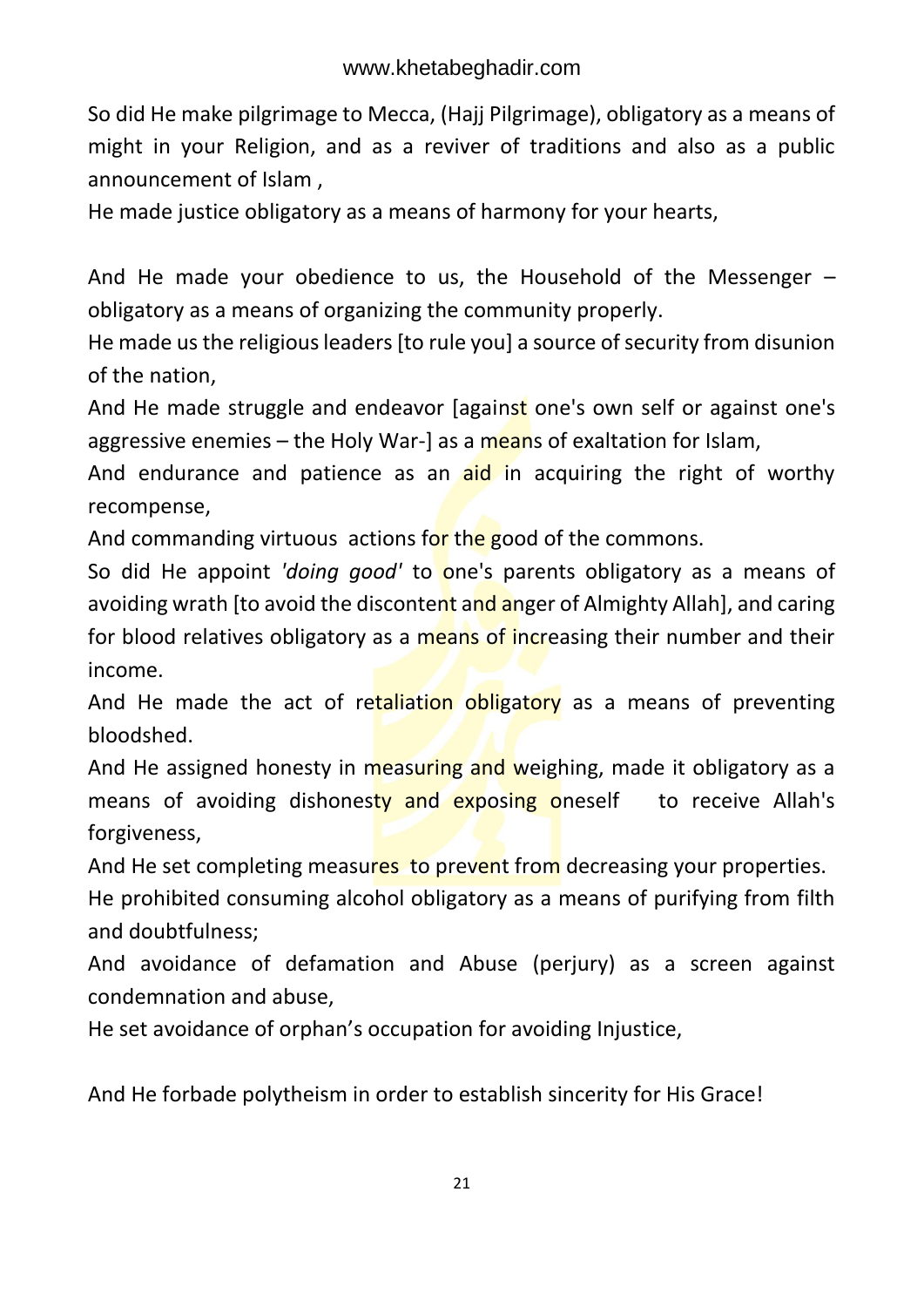So did He make pilgrimage to Mecca, (Hajj Pilgrimage), obligatory as a means of might in your Religion, and as a reviver of traditions and also as a public announcement of Islam ,

He made justice obligatory as a means of harmony for your hearts,

And He made your obedience to us, the Household of the Messenger – obligatory as a means of organizing the community properly.

He made us the religious leaders [to rule you] a source of security from disunion of the nation,

And He made struggle and endeavor [against one's own self or against one's aggressive enemies – the Holy War-] as a means of exaltation for Islam,

And endurance and patience as an aid in acquiring the right of worthy recompense,

And commanding virtuous actions for the good of the commons.

So did He appoint *'doing good'* to one's parents obligatory as a means of avoiding wrath [to avoid the discontent and anger of Almighty Allah], and caring for blood relatives obligatory as a means of increasing their number and their income.

And He made the act of retaliation obligatory as a means of preventing bloodshed.

And He assigned honesty in measuring and weighing, made it obligatory as a means of avoiding dishonesty and exposing oneself to receive Allah's forgiveness,

And He set completing measures to prevent from decreasing your properties.

He prohibited consuming alcohol obligatory as a means of purifying from filth and doubtfulness;

And avoidance of defamation and Abuse (perjury) as a screen against condemnation and abuse,

He set avoidance of orphan's occupation for avoiding Injustice,

And He forbade polytheism in order to establish sincerity for His Grace!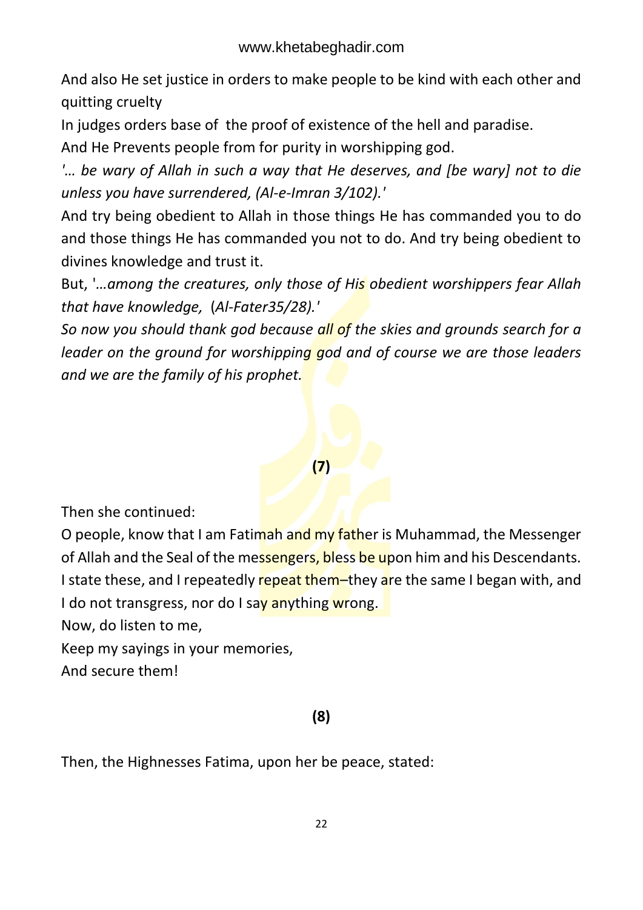And also He set justice in orders to make people to be kind with each other and quitting cruelty

In judges orders base of  the proof of existence of the hell and paradise.

And He Prevents people from for purity in worshipping god.

*'… be wary of Allah in such a way that He deserves, and [be wary] not to die unless you have surrendered, (Al-e-Imran 3/102).'*

And try being obedient to Allah in those things He has commanded you to do and those things He has commanded you not to do. And try being obedient to divines knowledge and trust it.

But, '*…among the creatures, only those of His obedient worshippers fear Allah that have knowledge,*  (*Al-Fater35/28).'*

*So now you should thank god because all of the skies and grounds search for a leader on the ground for worshipping god and of course we are those leaders and we are the family of his prophet.*

**(7)**

Then she continued:

O people, know that I am Fatimah and my father is Muhammad, the Messenger of Allah and the Seal of the messengers, bless be upon him and his Descendants. I state these, and I repeatedly repeat them–they are the same I began with, and I do not transgress, nor do I say anything wrong.

Now, do listen to me,

Keep my sayings in your memories,

And secure them!

**(8)**

Then, the Highnesses Fatima, upon her be peace, stated: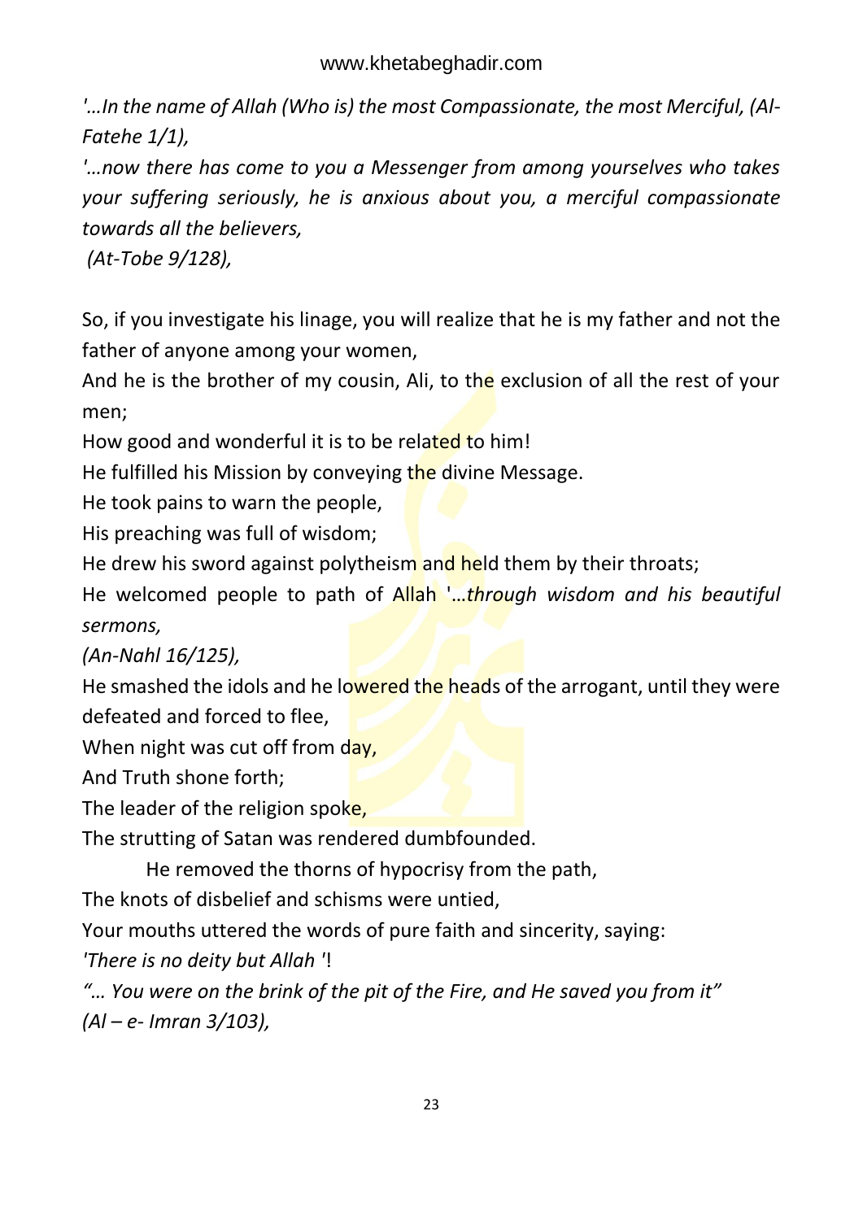*'…In the name of Allah (Who is) the most Compassionate, the most Merciful, (Al-Fatehe 1/1),*

*'…now there has come to you a Messenger from among yourselves who takes your suffering seriously, he is anxious about you, a merciful compassionate towards all the believers,*

*(At-Tobe 9/128),*

So, if you investigate his linage, you will realize that he is my father and not the father of anyone among your women,

And he is the brother of my cousin, Ali, to the exclusion of all the rest of your men;

How good and wonderful it is to be related to him!

He fulfilled his Mission by conveying the divine Message.

He took pains to warn the people,

His preaching was full of wisdom;

He drew his sword against polytheism and held them by their throats;

He welcomed people to path of Allah '*…through wisdom and his beautiful sermons,*

*(An-Nahl 16/125),*

He smashed the idols and he lowered the heads of the arrogant, until they were defeated and forced to flee,

When night was cut off from day,

And Truth shone forth;

The leader of the religion spoke,

The strutting of Satan was rendered dumbfounded.

He removed the thorns of hypocrisy from the path,

The knots of disbelief and schisms were untied,

Your mouths uttered the words of pure faith and sincerity, saying:

*'There is no deity but Allah* '!

*"… You were on the brink of the pit of the Fire, and He saved you from it"*

*(Al – e- Imran 3/103),*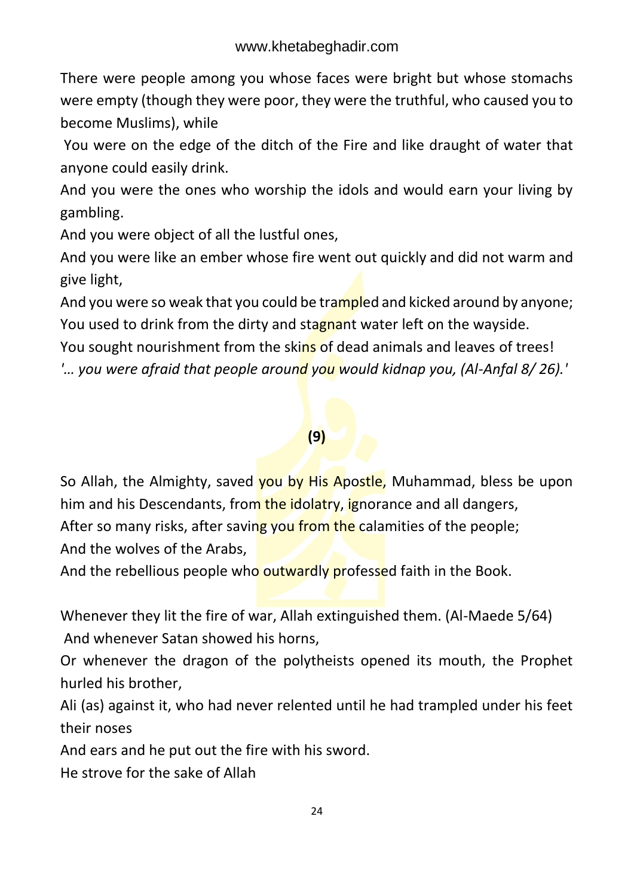There were people among you whose faces were bright but whose stomachs were empty (though they were poor, they were the truthful, who caused you to become Muslims), while

You were on the edge of the ditch of the Fire and like draught of water that anyone could easily drink.

And you were the ones who worship the idols and would earn your living by gambling.

And you were object of all the lustful ones,

And you were like an ember whose fire went out quickly and did not warm and give light,

And you were so weak that you could be trampled and kicked around by anyone;

You used to drink from the dirty and stagnant water left on the wayside.

You sought nourishment from the skins of dead animals and leaves of trees!

*'… you were afraid that people around you would kidnap you, (Al-Anfal 8/ 26).'*

**(9)**

So Allah, the Almighty, saved you by His Apostle, Muhammad, bless be upon him and his Descendants, from the idolatry, ignorance and all dangers,

After so many risks, after saving you from the calamities of the people;

And the wolves of the Arabs,

And the rebellious people who outwardly professed faith in the Book.

Whenever they lit the fire of war, Allah extinguished them. (Al-Maede 5/64)

And whenever Satan showed his horns,

Or whenever the dragon of the polytheists opened its mouth, the Prophet hurled his brother,

Ali (as) against it, who had never relented until he had trampled under his feet their noses

And ears and he put out the fire with his sword.

He strove for the sake of Allah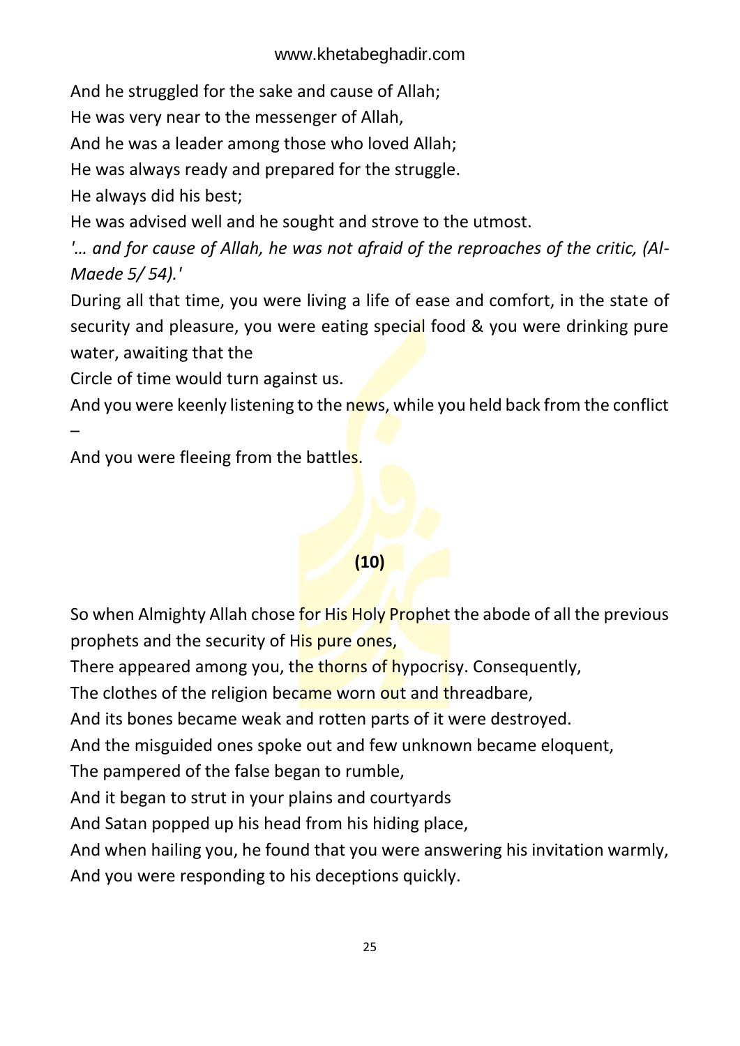And he struggled for the sake and cause of Allah;

He was very near to the messenger of Allah,

And he was a leader among those who loved Allah;

He was always ready and prepared for the struggle.

He always did his best;

He was advised well and he sought and strove to the utmost.

*'… and for cause of Allah, he was not afraid of the reproaches of the critic, (Al-Maede 5/ 54).'*

During all that time, you were living a life of ease and comfort, in the state of security and pleasure, you were eating special food & you were drinking pure water, awaiting that the

Circle of time would turn against us.

And you were keenly listening to the news, while you held back from the conflict –

And you were fleeing from the battles.

**(10)**

So when Almighty Allah chose for His Holy Prophet the abode of all the previous prophets and the security of His pure ones,

There appeared among you, the thorns of hypocrisy. Consequently,

The clothes of the religion became worn out and threadbare,

And its bones became weak and rotten parts of it were destroyed.

And the misguided ones spoke out and few unknown became eloquent,

The pampered of the false began to rumble,

And it began to strut in your plains and courtyards

And Satan popped up his head from his hiding place,

And when hailing you, he found that you were answering his invitation warmly,

And you were responding to his deceptions quickly.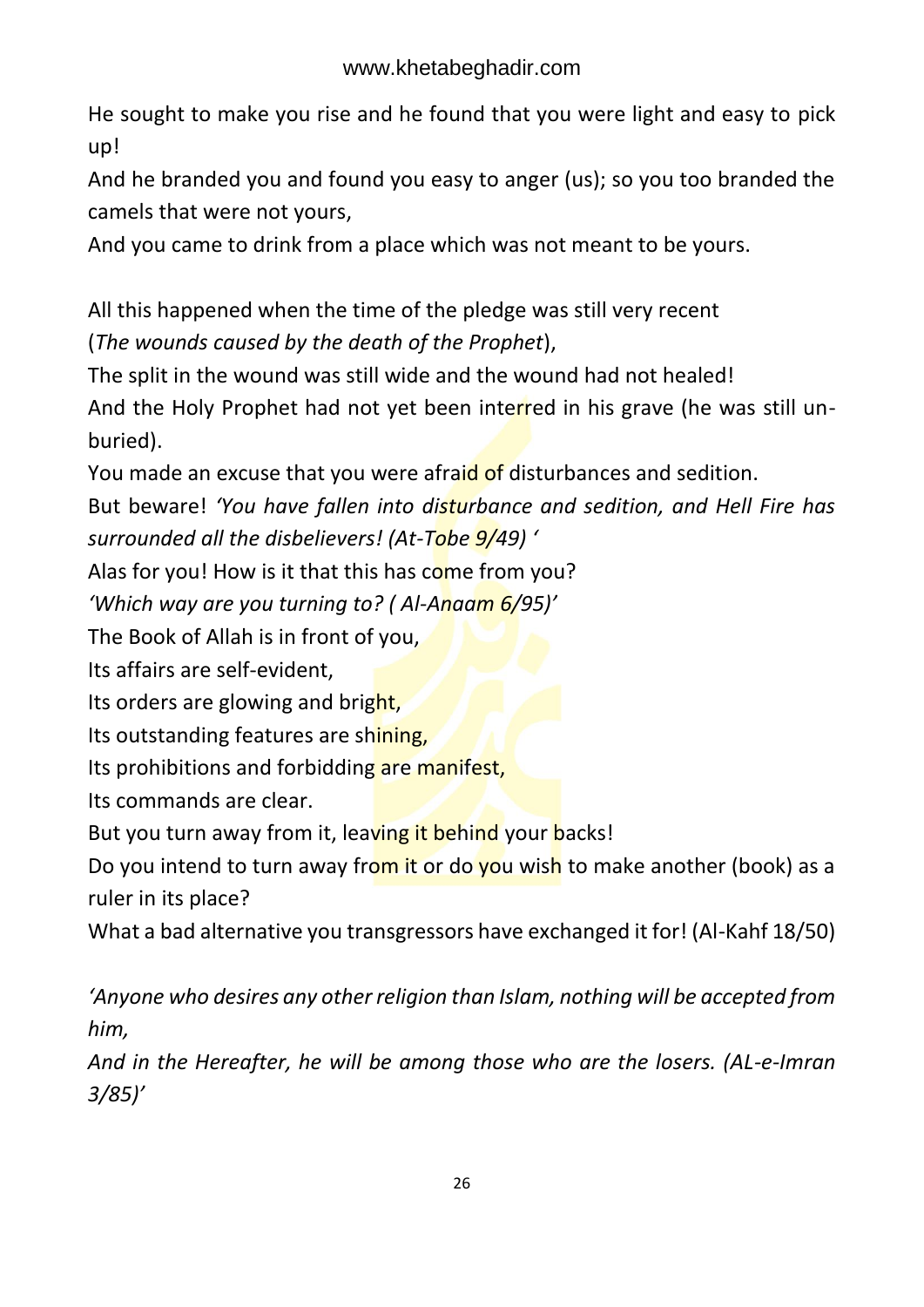He sought to make you rise and he found that you were light and easy to pick up!

And he branded you and found you easy to anger (us); so you too branded the camels that were not yours,

And you came to drink from a place which was not meant to be yours.

All this happened when the time of the pledge was still very recent
(*The wounds caused by the death of the Prophet*),

The split in the wound was still wide and the wound had not healed!

And the Holy Prophet had not yet been interred in his grave (he was still un-buried).

You made an excuse that you were afraid of disturbances and sedition.

But beware! *'You have fallen into disturbance and sedition, and Hell Fire has surrounded all the disbelievers! (At-Tobe 9/49) '*

Alas for you! How is it that this has come from you?

*'Which way are you turning to? ( Al-Anaam 6/95)'*

The Book of Allah is in front of you,

Its affairs are self-evident,

Its orders are glowing and bright,

Its outstanding features are shining,

Its prohibitions and forbidding are manifest,

Its commands are clear.

But you turn away from it, leaving it behind your backs!

Do you intend to turn away from it or do you wish to make another (book) as a ruler in its place?

What a bad alternative you transgressors have exchanged it for! (Al-Kahf 18/50)

*'Anyone who desires any other religion than Islam, nothing will be accepted from him,*

*And in the Hereafter, he will be among those who are the losers. (AL-e-Imran 3/85)'*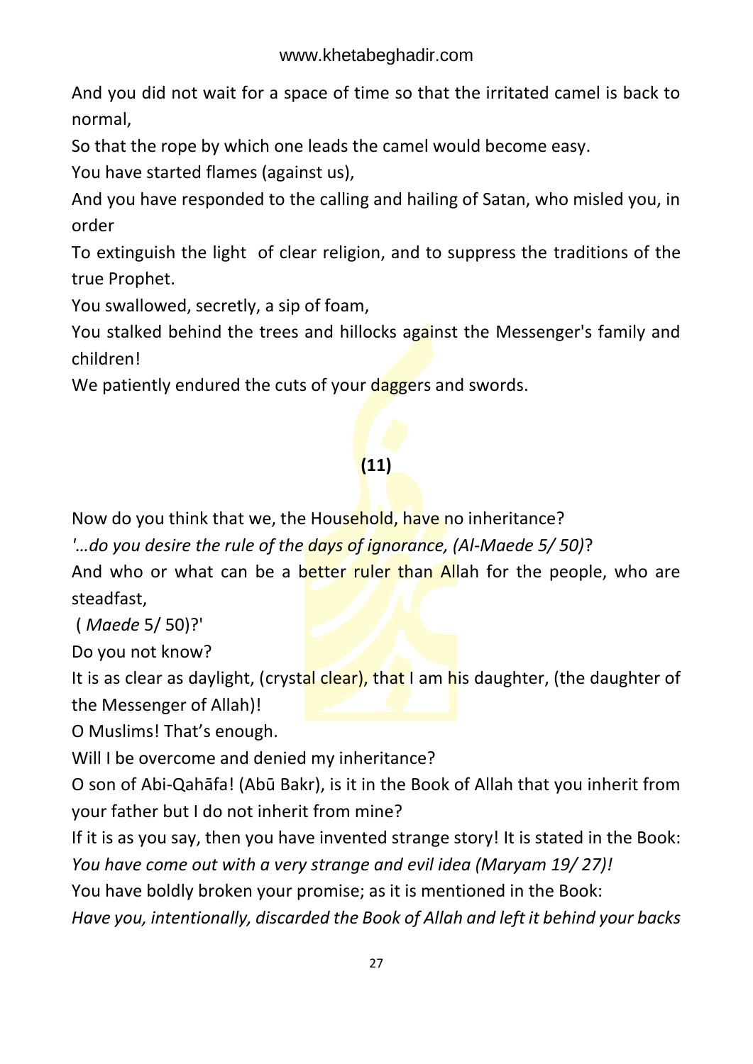And you did not wait for a space of time so that the irritated camel is back to normal,

So that the rope by which one leads the camel would become easy.

You have started flames (against us),

And you have responded to the calling and hailing of Satan, who misled you, in order

To extinguish the light of clear religion, and to suppress the traditions of the true Prophet.

You swallowed, secretly, a sip of foam,

You stalked behind the trees and hillocks against the Messenger's family and children!

We patiently endured the cuts of your daggers and swords.

**(11)**

Now do you think that we, the Household, have no inheritance?

*'…do you desire the rule of the days of ignorance, (Al-Maede 5/ 50)*?

And who or what can be a better ruler than Allah for the people, who are steadfast,

( *Maede* 5/ 50)?'

Do you not know?

It is as clear as daylight, (crystal clear), that I am his daughter, (the daughter of the Messenger of Allah)!

O Muslims! That's enough.

Will I be overcome and denied my inheritance?

O son of Abi-Qahāfa! (Abū Bakr), is it in the Book of Allah that you inherit from your father but I do not inherit from mine?

If it is as you say, then you have invented strange story! It is stated in the Book: *You have come out with a very strange and evil idea (Maryam 19/ 27)!*

You have boldly broken your promise; as it is mentioned in the Book:

*Have you, intentionally, discarded the Book of Allah and left it behind your backs*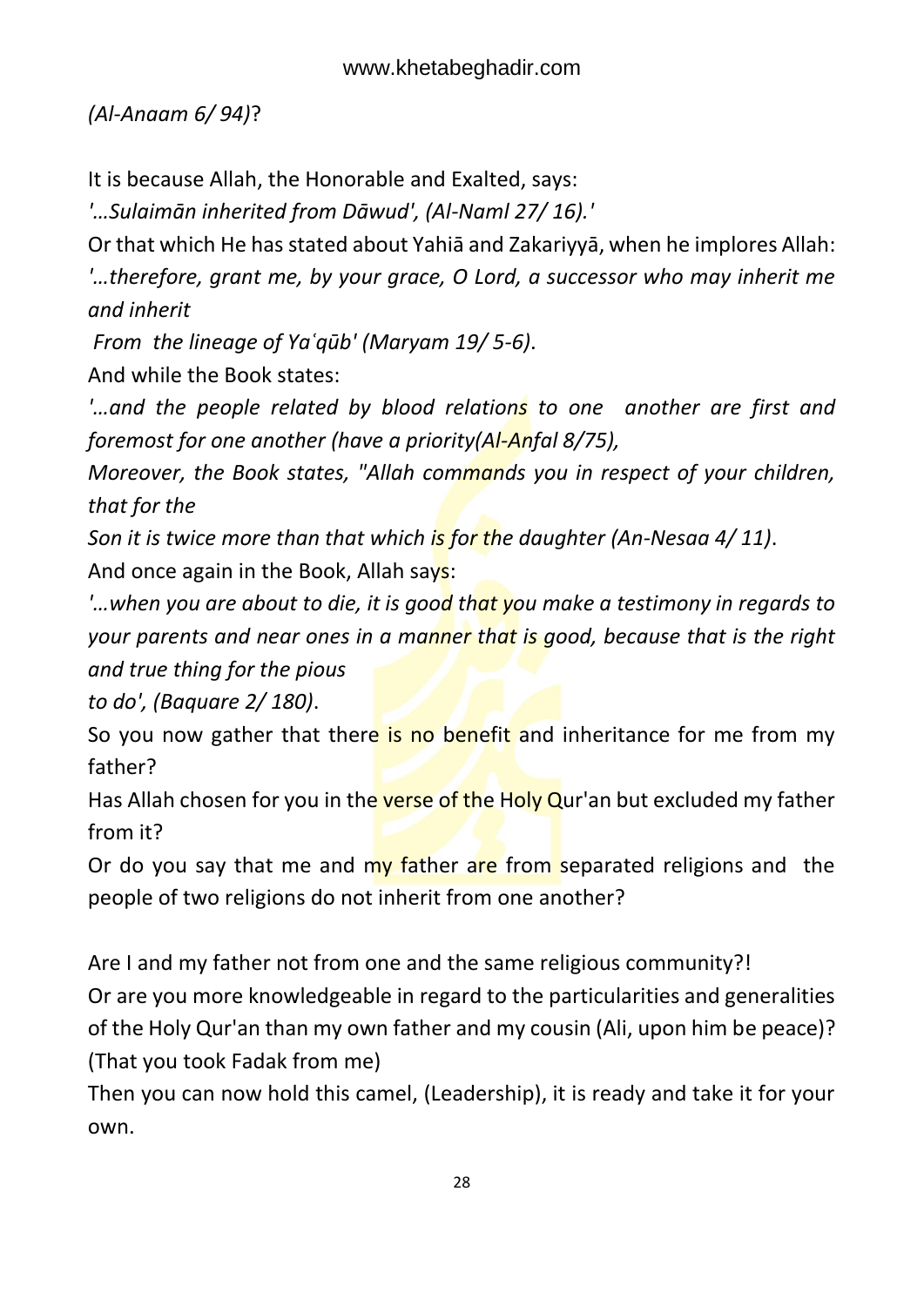*(Al-Anaam 6/ 94)*?

It is because Allah, the Honorable and Exalted, says:

*'…Sulaimān inherited from Dāwud', (Al-Naml 27/ 16).'*

Or that which He has stated about Yahiā and Zakariyyā, when he implores Allah: *'…therefore, grant me, by your grace, O Lord, a successor who may inherit me and inherit*

*From the lineage of Yaʿqūb' (Maryam 19/ 5-6)*.

And while the Book states:

*'…and the people related by blood relations to one another are first and foremost for one another (have a priority(Al-Anfal 8/75),*

*Moreover, the Book states, "Allah commands you in respect of your children, that for the*

*Son it is twice more than that which is for the daughter (An-Nesaa 4/ 11)*.

And once again in the Book, Allah says:

*'…when you are about to die, it is good that you make a testimony in regards to your parents and near ones in a manner that is good, because that is the right and true thing for the pious*

*to do', (Baquare 2/ 180)*.

So you now gather that there is no benefit and inheritance for me from my father?

Has Allah chosen for you in the verse of the Holy Qur'an but excluded my father from it?

Or do you say that me and my father are from separated religions and the people of two religions do not inherit from one another?

Are I and my father not from one and the same religious community?!

Or are you more knowledgeable in regard to the particularities and generalities of the Holy Qur'an than my own father and my cousin (Ali, upon him be peace)? (That you took Fadak from me)

Then you can now hold this camel, (Leadership), it is ready and take it for your own.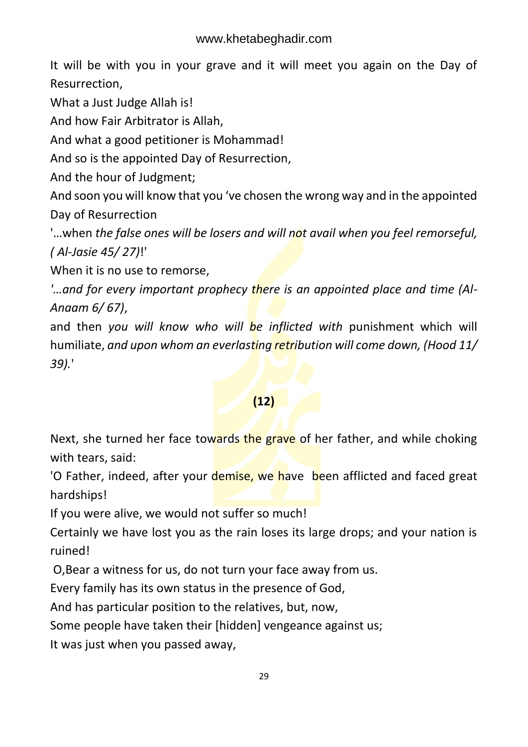It will be with you in your grave and it will meet you again on the Day of Resurrection,

What a Just Judge Allah is!

And how Fair Arbitrator is Allah,

And what a good petitioner is Mohammad!

And so is the appointed Day of Resurrection,

And the hour of Judgment;

And soon you will know that you 've chosen the wrong way and in the appointed Day of Resurrection

'…when *the false ones will be losers and will not avail when you feel remorseful, ( Al-Jasie 45/ 27)*!'

When it is no use to remorse,

*'…and for every important prophecy there is an appointed place and time (Al-Anaam 6/ 67)*,

and then *you will know who will be inflicted with* punishment which will humiliate, *and upon whom an everlasting retribution will come down, (Hood 11/ 39).*'

**(12)**

Next, she turned her face towards the grave of her father, and while choking with tears, said:

'O Father, indeed, after your demise, we have been afflicted and faced great hardships!

If you were alive, we would not suffer so much!

Certainly we have lost you as the rain loses its large drops; and your nation is ruined!

O,Bear a witness for us, do not turn your face away from us.

Every family has its own status in the presence of God,

And has particular position to the relatives, but, now,

Some people have taken their [hidden] vengeance against us;

It was just when you passed away,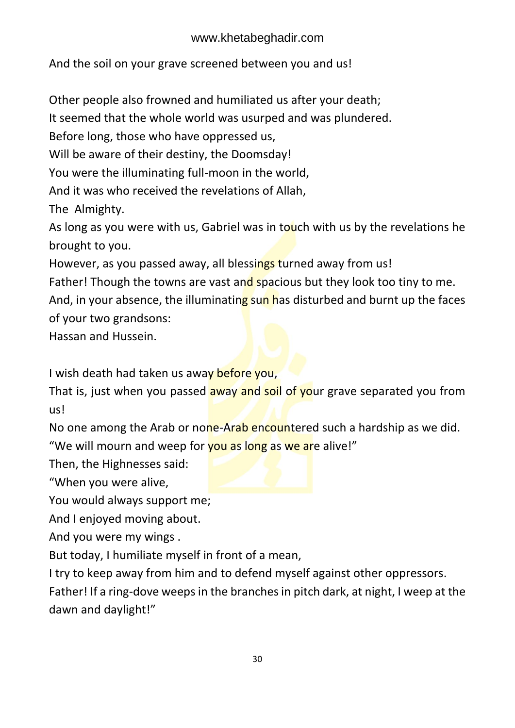And the soil on your grave screened between you and us!

Other people also frowned and humiliated us after your death;
It seemed that the whole world was usurped and was plundered.
Before long, those who have oppressed us,
Will be aware of their destiny, the Doomsday!
You were the illuminating full-moon in the world,
And it was who received the revelations of Allah,
The Almighty.
As long as you were with us, Gabriel was in touch with us by the revelations he brought to you.
However, as you passed away, all blessings turned away from us!
Father! Though the towns are vast and spacious but they look too tiny to me.
And, in your absence, the illuminating sun has disturbed and burnt up the faces of your two grandsons:
Hassan and Hussein.

I wish death had taken us away before you,
That is, just when you passed away and soil of your grave separated you from us!
No one among the Arab or none-Arab encountered such a hardship as we did.
"We will mourn and weep for you as long as we are alive!"
Then, the Highnesses said:
"When you were alive,
You would always support me;
And I enjoyed moving about.
And you were my wings .
But today, I humiliate myself in front of a mean,
I try to keep away from him and to defend myself against other oppressors.
Father! If a ring-dove weeps in the branches in pitch dark, at night, I weep at the dawn and daylight!"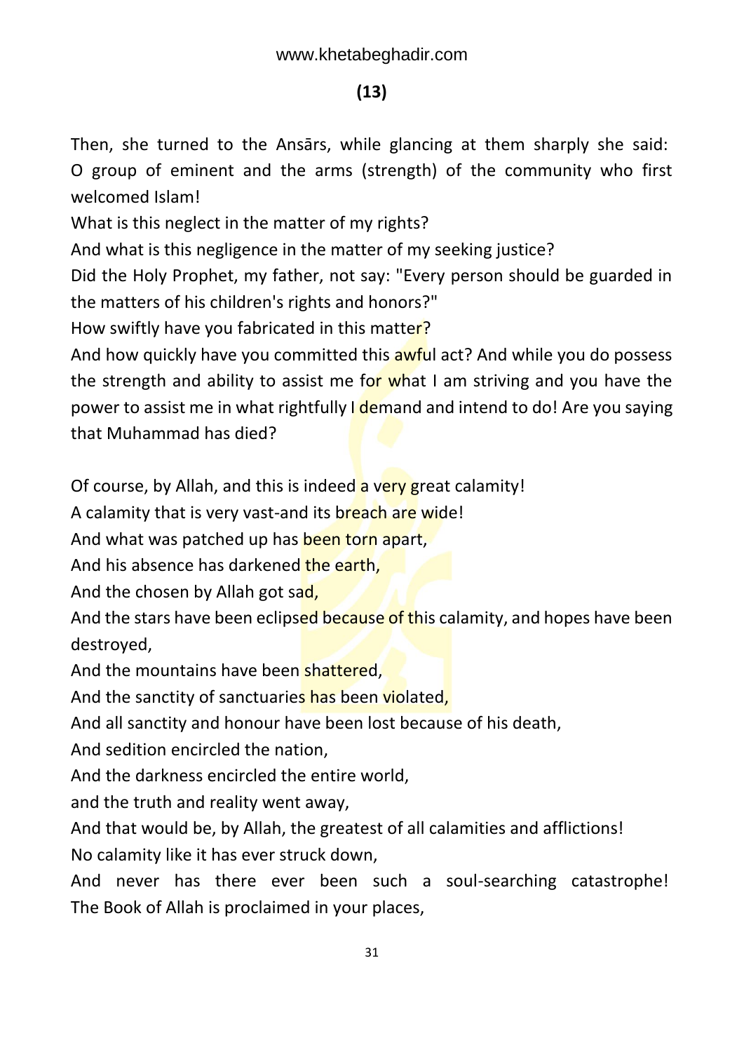**(13)**

Then, she turned to the Ansārs, while glancing at them sharply she said: O group of eminent and the arms (strength) of the community who first welcomed Islam!

What is this neglect in the matter of my rights?

And what is this negligence in the matter of my seeking justice?

Did the Holy Prophet, my father, not say: "Every person should be guarded in the matters of his children's rights and honors?"

How swiftly have you fabricated in this matter?

And how quickly have you committed this awful act? And while you do possess the strength and ability to assist me for what I am striving and you have the power to assist me in what rightfully I demand and intend to do! Are you saying that Muhammad has died?

Of course, by Allah, and this is indeed a very great calamity!

A calamity that is very vast-and its breach are wide!

And what was patched up has been torn apart,

And his absence has darkened the earth,

And the chosen by Allah got sad,

And the stars have been eclipsed because of this calamity, and hopes have been destroyed,

And the mountains have been shattered,

And the sanctity of sanctuaries has been violated,

And all sanctity and honour have been lost because of his death,

And sedition encircled the nation,

And the darkness encircled the entire world,

and the truth and reality went away,

And that would be, by Allah, the greatest of all calamities and afflictions!

No calamity like it has ever struck down,

And never has there ever been such a soul-searching catastrophe! The Book of Allah is proclaimed in your places,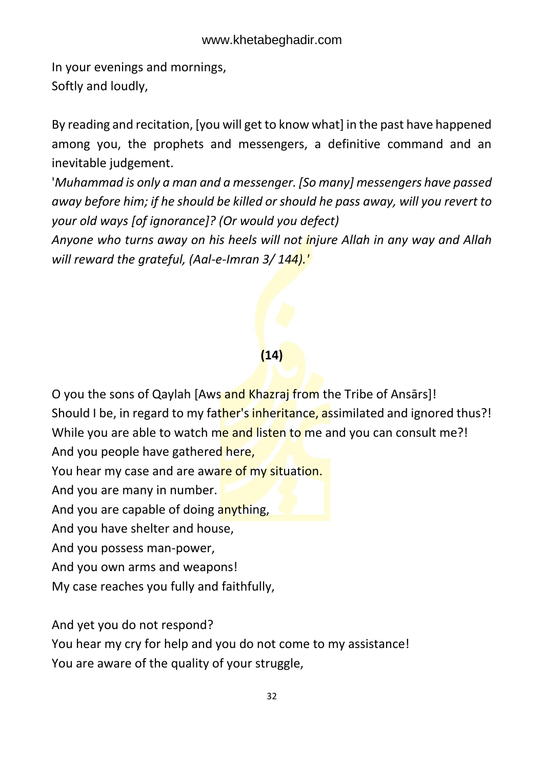In your evenings and mornings,
Softly and loudly,

By reading and recitation, [you will get to know what] in the past have happened among you, the prophets and messengers, a definitive command and an inevitable judgement.

'*Muhammad is only a man and a messenger. [So many] messengers have passed away before him; if he should be killed or should he pass away, will you revert to your old ways [of ignorance]? (Or would you defect)*
*Anyone who turns away on his heels will not injure Allah in any way and Allah will reward the grateful, (Aal-e-Imran 3/ 144).'*

**(14)**

O you the sons of Qaylah [Aws and Khazraj from the Tribe of Ansārs]!
Should I be, in regard to my father's inheritance, assimilated and ignored thus?!
While you are able to watch me and listen to me and you can consult me?!
And you people have gathered here,
You hear my case and are aware of my situation.
And you are many in number.
And you are capable of doing anything,
And you have shelter and house,
And you possess man-power,
And you own arms and weapons!
My case reaches you fully and faithfully,

And yet you do not respond?
You hear my cry for help and you do not come to my assistance!
You are aware of the quality of your struggle,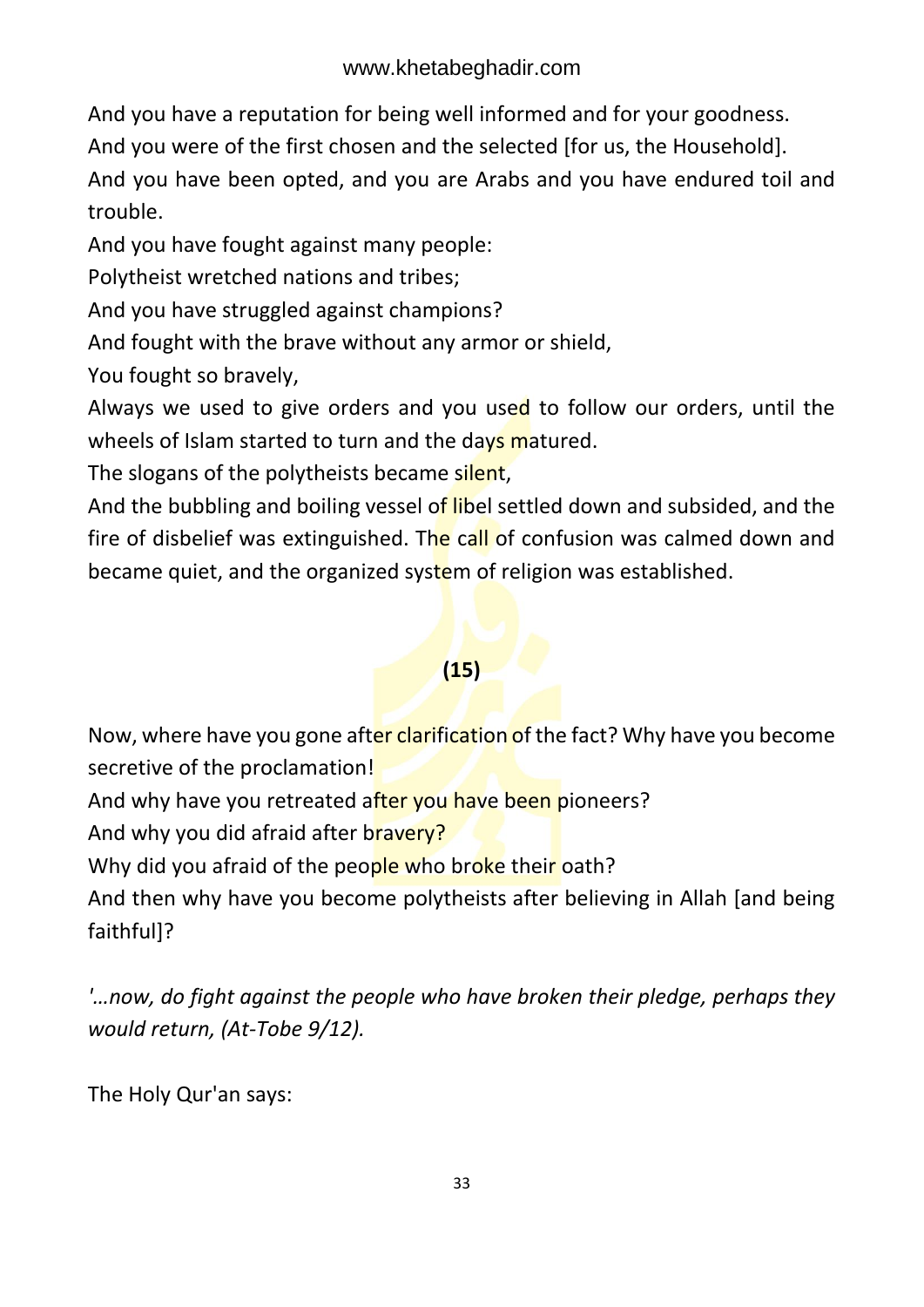And you have a reputation for being well informed and for your goodness.

And you were of the first chosen and the selected [for us, the Household].

And you have been opted, and you are Arabs and you have endured toil and trouble.

And you have fought against many people:

Polytheist wretched nations and tribes;

And you have struggled against champions?

And fought with the brave without any armor or shield,

You fought so bravely,

Always we used to give orders and you used to follow our orders, until the wheels of Islam started to turn and the days matured.

The slogans of the polytheists became silent,

And the bubbling and boiling vessel of libel settled down and subsided, and the fire of disbelief was extinguished. The call of confusion was calmed down and became quiet, and the organized system of religion was established.

**(15)**

Now, where have you gone after clarification of the fact? Why have you become secretive of the proclamation!

And why have you retreated after you have been pioneers?

And why you did afraid after bravery?

Why did you afraid of the people who broke their oath?

And then why have you become polytheists after believing in Allah [and being faithful]?

*'…now, do fight against the people who have broken their pledge, perhaps they would return, (At-Tobe 9/12).*

The Holy Qur'an says: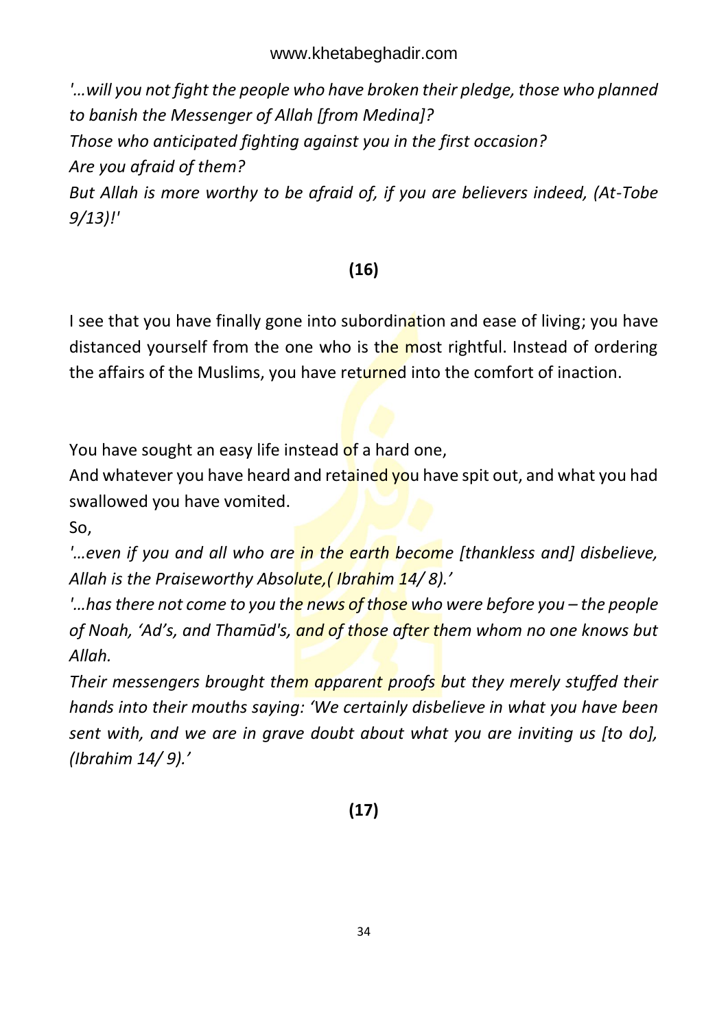*'…will you not fight the people who have broken their pledge, those who planned to banish the Messenger of Allah [from Medina]?*
*Those who anticipated fighting against you in the first occasion?*
*Are you afraid of them?*
*But Allah is more worthy to be afraid of, if you are believers indeed, (At-Tobe 9/13)!'*

**(16)**

I see that you have finally gone into subordination and ease of living; you have distanced yourself from the one who is the most rightful. Instead of ordering the affairs of the Muslims, you have returned into the comfort of inaction.

You have sought an easy life instead of a hard one,
And whatever you have heard and retained you have spit out, and what you had swallowed you have vomited.
So,
*'…even if you and all who are in the earth become [thankless and] disbelieve, Allah is the Praiseworthy Absolute,( Ibrahim 14/ 8).'*
*'…has there not come to you the news of those who were before you – the people of Noah, 'Ad's, and Thamūd's, and of those after them whom no one knows but Allah.*
*Their messengers brought them apparent proofs but they merely stuffed their hands into their mouths saying: 'We certainly disbelieve in what you have been sent with, and we are in grave doubt about what you are inviting us [to do], (Ibrahim 14/ 9).'*

**(17)**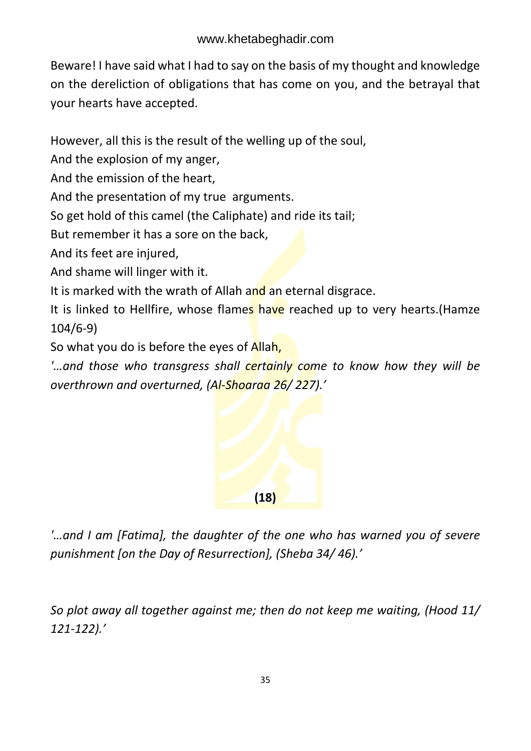Beware! I have said what I had to say on the basis of my thought and knowledge on the dereliction of obligations that has come on you, and the betrayal that your hearts have accepted.

However, all this is the result of the welling up of the soul,
And the explosion of my anger,
And the emission of the heart,
And the presentation of my true arguments.
So get hold of this camel (the Caliphate) and ride its tail;
But remember it has a sore on the back,
And its feet are injured,
And shame will linger with it.
It is marked with the wrath of Allah and an eternal disgrace.
It is linked to Hellfire, whose flames have reached up to very hearts.(Hamze 104/6-9)
So what you do is before the eyes of Allah,
*'…and those who transgress shall certainly come to know how they will be overthrown and overturned, (Al-Shoaraa 26/ 227).'*

**(18)**

*'…and I am [Fatima], the daughter of the one who has warned you of severe punishment [on the Day of Resurrection], (Sheba 34/ 46).'*

*So plot away all together against me; then do not keep me waiting, (Hood 11/ 121-122).'*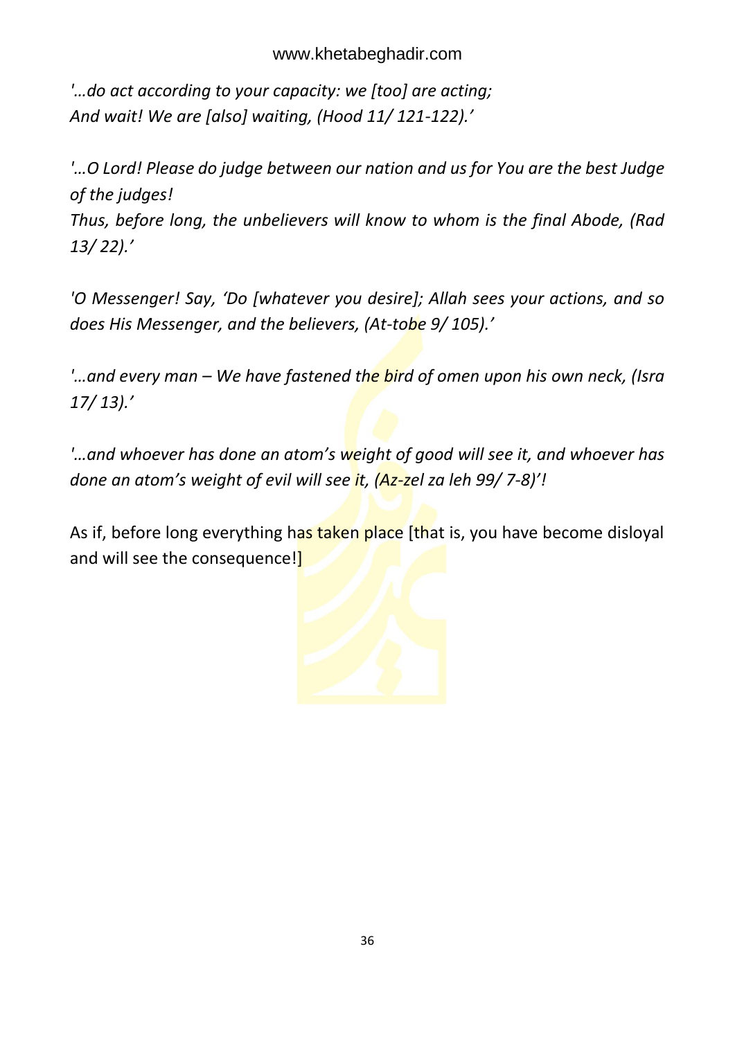*'…do act according to your capacity: we [too] are acting;*
*And wait! We are [also] waiting, (Hood 11/ 121-122).'*

*'…O Lord! Please do judge between our nation and us for You are the best Judge of the judges!*
*Thus, before long, the unbelievers will know to whom is the final Abode, (Rad 13/ 22).'*

*'O Messenger! Say, 'Do [whatever you desire]; Allah sees your actions, and so does His Messenger, and the believers, (At-tobe 9/ 105).'*

*'…and every man – We have fastened the bird of omen upon his own neck, (Isra 17/ 13).'*

*'…and whoever has done an atom's weight of good will see it, and whoever has done an atom's weight of evil will see it, (Az-zel za leh 99/ 7-8)'!*

As if, before long everything has taken place [that is, you have become disloyal and will see the consequence!]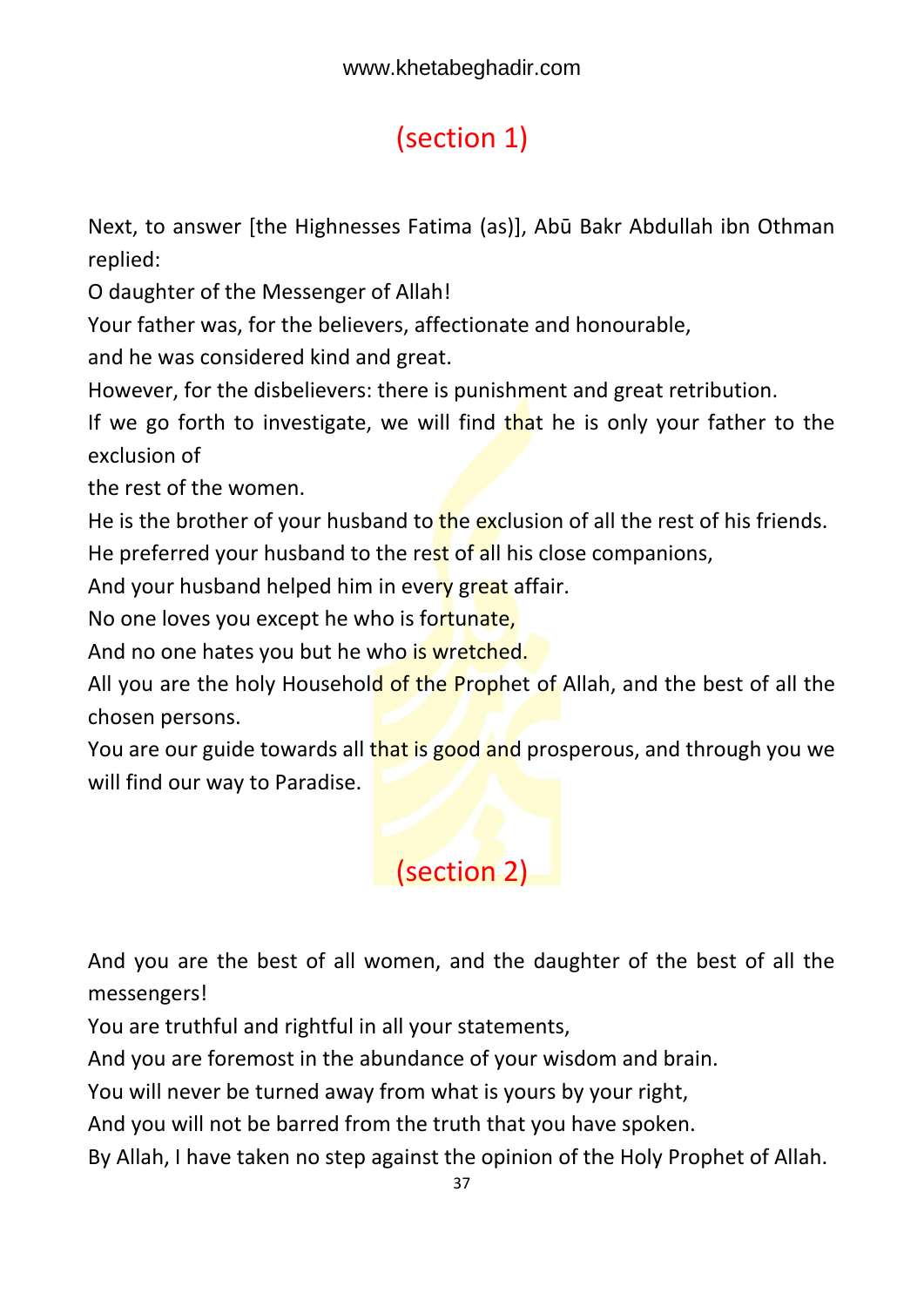## (section 1)

Next, to answer [the Highnesses Fatima (as)], Abū Bakr Abdullah ibn Othman replied:

O daughter of the Messenger of Allah!

Your father was, for the believers, affectionate and honourable,

and he was considered kind and great.

However, for the disbelievers: there is punishment and great retribution.

If we go forth to investigate, we will find that he is only your father to the exclusion of

the rest of the women.

He is the brother of your husband to the exclusion of all the rest of his friends.

He preferred your husband to the rest of all his close companions,

And your husband helped him in every great affair.

No one loves you except he who is fortunate,

And no one hates you but he who is wretched.

All you are the holy Household of the Prophet of Allah, and the best of all the chosen persons.

You are our guide towards all that is good and prosperous, and through you we will find our way to Paradise.

## (section 2)

And you are the best of all women, and the daughter of the best of all the messengers!

You are truthful and rightful in all your statements,

And you are foremost in the abundance of your wisdom and brain.

You will never be turned away from what is yours by your right,

And you will not be barred from the truth that you have spoken.

By Allah, I have taken no step against the opinion of the Holy Prophet of Allah.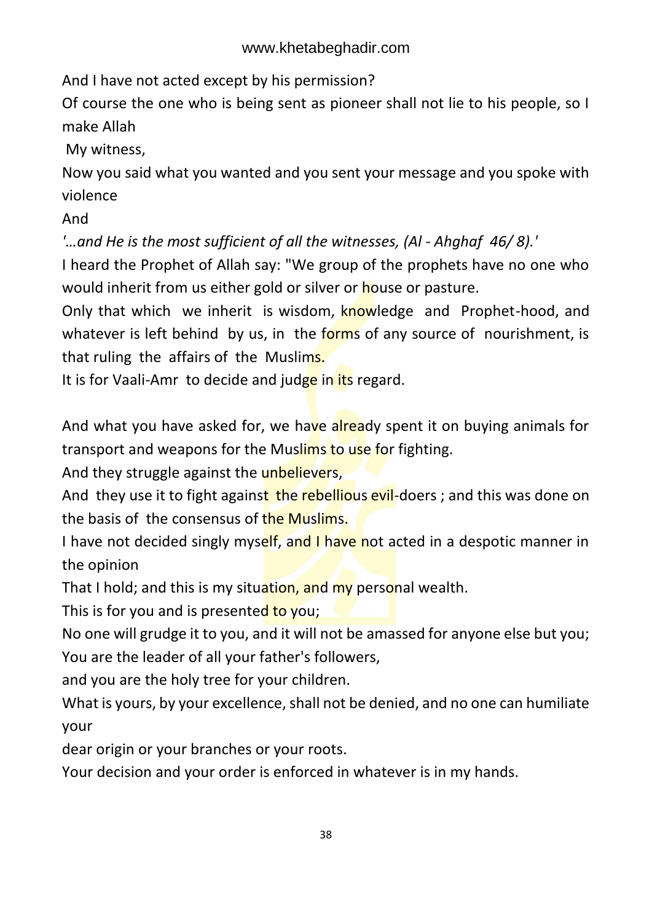And I have not acted except by his permission?

Of course the one who is being sent as pioneer shall not lie to his people, so I make Allah

My witness,

Now you said what you wanted and you sent your message and you spoke with violence

And

*'…and He is the most sufficient of all the witnesses, (Al - Ahghaf 46/ 8).'*

I heard the Prophet of Allah say: "We group of the prophets have no one who would inherit from us either gold or silver or house or pasture.

Only that which we inherit is wisdom, knowledge and Prophet-hood, and whatever is left behind by us, in the forms of any source of nourishment, is that ruling the affairs of the Muslims.

It is for Vaali-Amr to decide and judge in its regard.

And what you have asked for, we have already spent it on buying animals for transport and weapons for the Muslims to use for fighting.

And they struggle against the unbelievers,

And they use it to fight against the rebellious evil-doers ; and this was done on the basis of the consensus of the Muslims.

I have not decided singly myself, and I have not acted in a despotic manner in the opinion

That I hold; and this is my situation, and my personal wealth.

This is for you and is presented to you;

No one will grudge it to you, and it will not be amassed for anyone else but you;

You are the leader of all your father's followers,

and you are the holy tree for your children.

What is yours, by your excellence, shall not be denied, and no one can humiliate your

dear origin or your branches or your roots.

Your decision and your order is enforced in whatever is in my hands.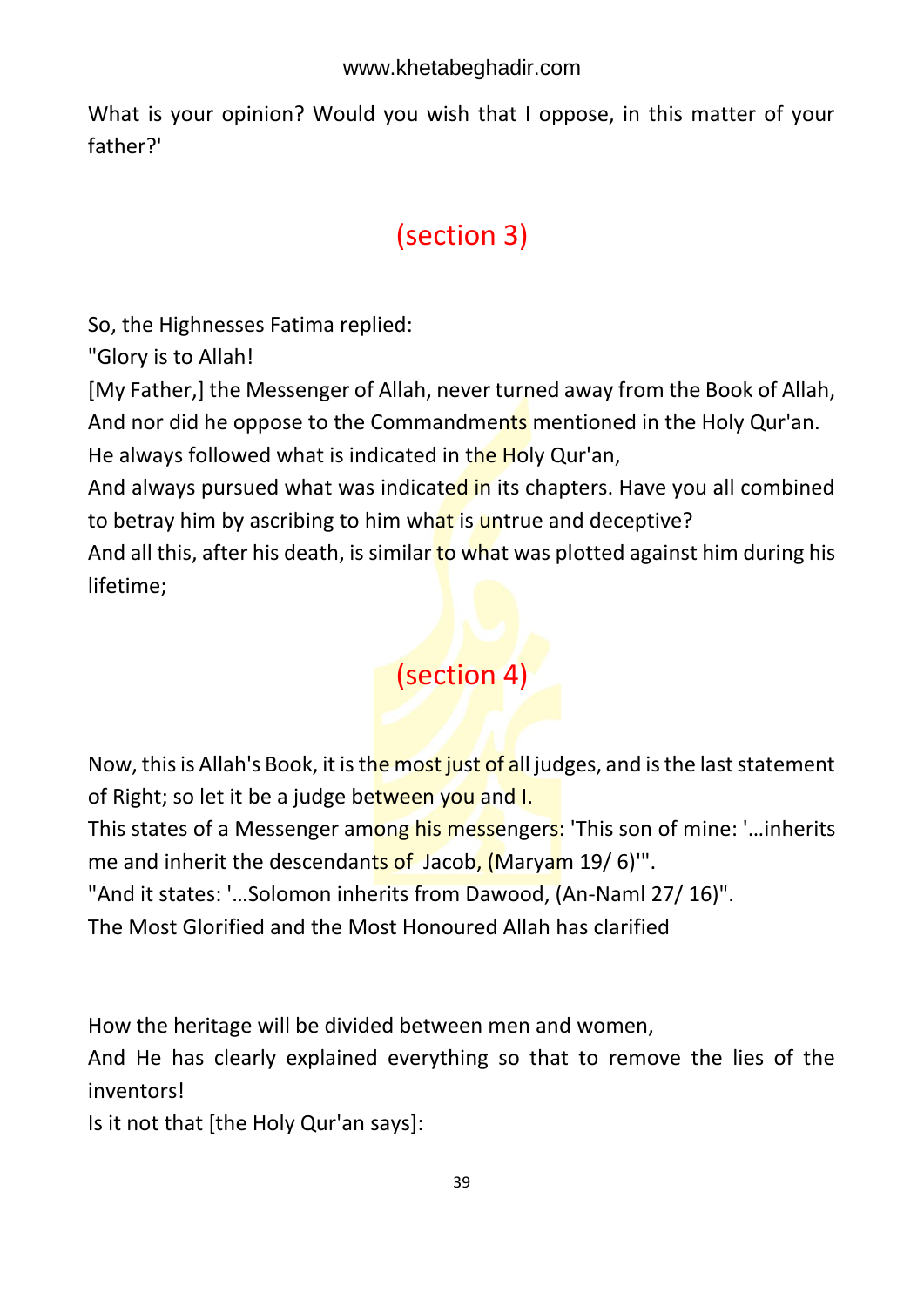What is your opinion? Would you wish that I oppose, in this matter of your father?'

## (section 3)

So, the Highnesses Fatima replied:

"Glory is to Allah!

[My Father,] the Messenger of Allah, never turned away from the Book of Allah,

And nor did he oppose to the Commandments mentioned in the Holy Qur'an.

He always followed what is indicated in the Holy Qur'an,

And always pursued what was indicated in its chapters. Have you all combined to betray him by ascribing to him what is untrue and deceptive?

And all this, after his death, is similar to what was plotted against him during his lifetime;

## (section 4)

Now, this is Allah's Book, it is the most just of all judges, and is the last statement of Right; so let it be a judge between you and I.

This states of a Messenger among his messengers: 'This son of mine: '…inherits me and inherit the descendants of Jacob, (Maryam 19/ 6)'".

"And it states: '…Solomon inherits from Dawood, (An-Naml 27/ 16)".

The Most Glorified and the Most Honoured Allah has clarified

How the heritage will be divided between men and women,

And He has clearly explained everything so that to remove the lies of the inventors!

Is it not that [the Holy Qur'an says]: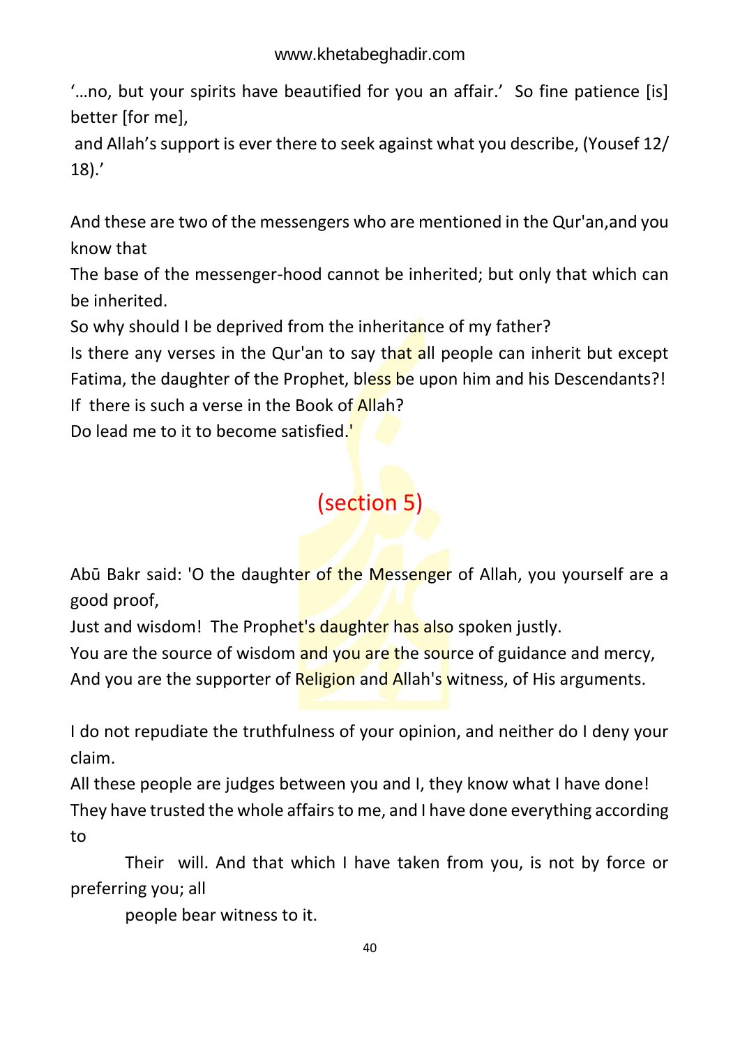'…no, but your spirits have beautified for you an affair.' So fine patience [is] better [for me],

and Allah's support is ever there to seek against what you describe, (Yousef 12/ 18).'

And these are two of the messengers who are mentioned in the Qur'an,and you know that

The base of the messenger-hood cannot be inherited; but only that which can be inherited.

So why should I be deprived from the inheritance of my father?

Is there any verses in the Qur'an to say that all people can inherit but except Fatima, the daughter of the Prophet, bless be upon him and his Descendants?!

If there is such a verse in the Book of Allah?

Do lead me to it to become satisfied.'

## (section 5)

Abū Bakr said: 'O the daughter of the Messenger of Allah, you yourself are a good proof,

Just and wisdom! The Prophet's daughter has also spoken justly.

You are the source of wisdom and you are the source of guidance and mercy,

And you are the supporter of Religion and Allah's witness, of His arguments.

I do not repudiate the truthfulness of your opinion, and neither do I deny your claim.

All these people are judges between you and I, they know what I have done!

They have trusted the whole affairs to me, and I have done everything according to

Their will. And that which I have taken from you, is not by force or preferring you; all

people bear witness to it.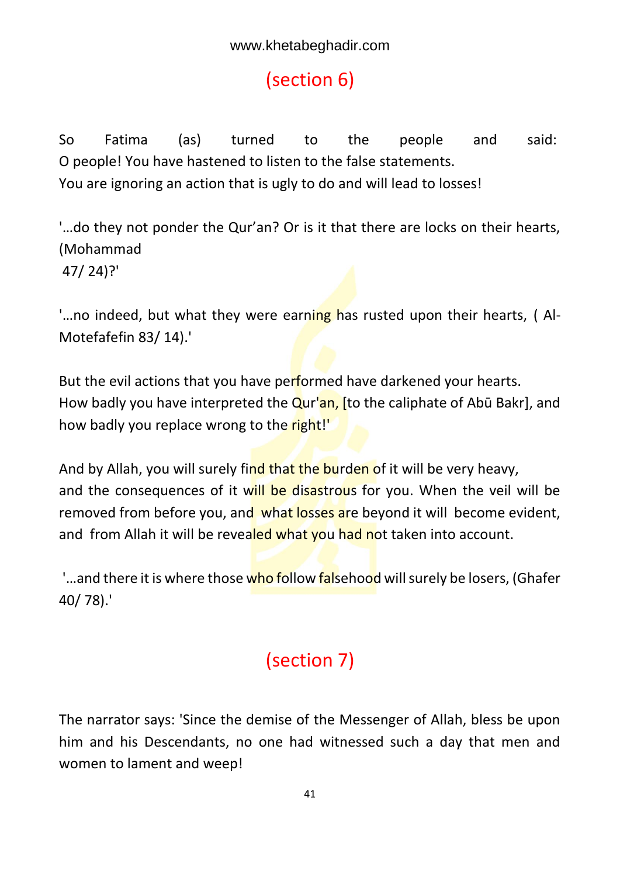## (section 6)

So Fatima (as) turned to the people and said:
O people! You have hastened to listen to the false statements.
You are ignoring an action that is ugly to do and will lead to losses!

'…do they not ponder the Qur'an? Or is it that there are locks on their hearts, (Mohammad 47/ 24)?'

'…no indeed, but what they were earning has rusted upon their hearts, ( Al-Motefafefin 83/ 14).'

But the evil actions that you have performed have darkened your hearts.
How badly you have interpreted the Qur'an, [to the caliphate of Abū Bakr], and how badly you replace wrong to the right!'

And by Allah, you will surely find that the burden of it will be very heavy, and the consequences of it will be disastrous for you. When the veil will be removed from before you, and what losses are beyond it will become evident, and from Allah it will be revealed what you had not taken into account.

'…and there it is where those who follow falsehood will surely be losers, (Ghafer 40/ 78).'

## (section 7)

The narrator says: 'Since the demise of the Messenger of Allah, bless be upon him and his Descendants, no one had witnessed such a day that men and women to lament and weep!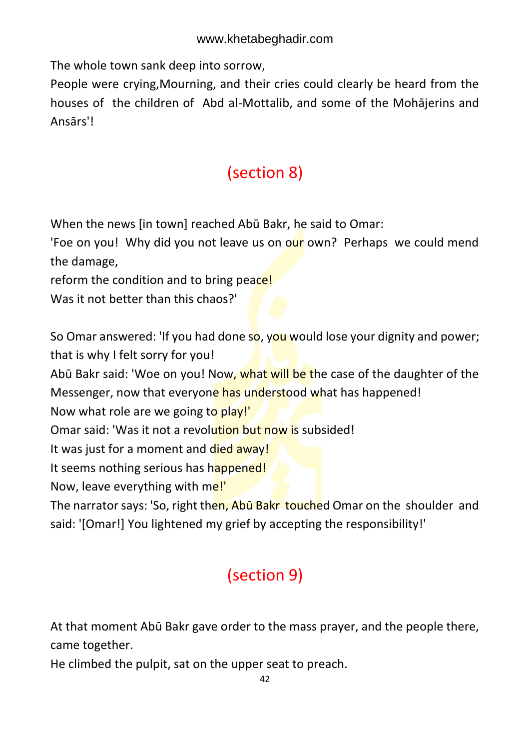The whole town sank deep into sorrow,

People were crying,Mourning, and their cries could clearly be heard from the houses of the children of Abd al-Mottalib, and some of the Mohājerins and Ansārs'!

## (section 8)

When the news [in town] reached Abū Bakr, he said to Omar:

'Foe on you! Why did you not leave us on our own? Perhaps we could mend the damage,

reform the condition and to bring peace!

Was it not better than this chaos?'

So Omar answered: 'If you had done so, you would lose your dignity and power; that is why I felt sorry for you!

Abū Bakr said: 'Woe on you! Now, what will be the case of the daughter of the Messenger, now that everyone has understood what has happened!

Now what role are we going to play!'

Omar said: 'Was it not a revolution but now is subsided!

It was just for a moment and died away!

It seems nothing serious has happened!

Now, leave everything with me!'

The narrator says: 'So, right then, Abū Bakr touched Omar on the shoulder and said: '[Omar!] You lightened my grief by accepting the responsibility!'

## (section 9)

At that moment Abū Bakr gave order to the mass prayer, and the people there, came together.

He climbed the pulpit, sat on the upper seat to preach.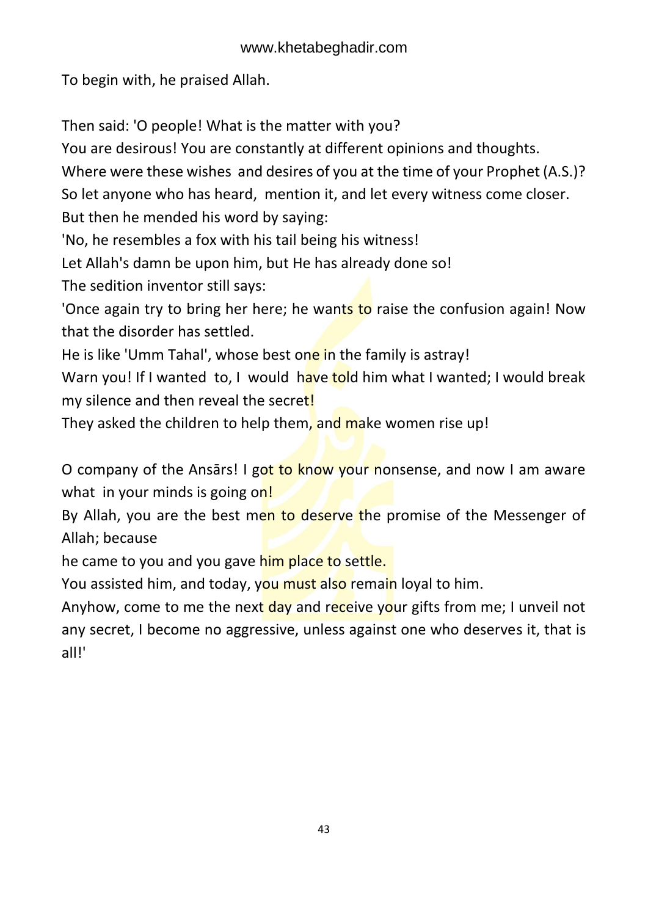To begin with, he praised Allah.

Then said: 'O people! What is the matter with you?
You are desirous! You are constantly at different opinions and thoughts.
Where were these wishes and desires of you at the time of your Prophet (A.S.)?
So let anyone who has heard, mention it, and let every witness come closer.
But then he mended his word by saying:
'No, he resembles a fox with his tail being his witness!
Let Allah's damn be upon him, but He has already done so!
The sedition inventor still says:
'Once again try to bring her here; he wants to raise the confusion again! Now that the disorder has settled.
He is like 'Umm Tahal', whose best one in the family is astray!
Warn you! If I wanted to, I would have told him what I wanted; I would break my silence and then reveal the secret!
They asked the children to help them, and make women rise up!

O company of the Ansārs! I got to know your nonsense, and now I am aware what in your minds is going on!
By Allah, you are the best men to deserve the promise of the Messenger of Allah; because
he came to you and you gave him place to settle.
You assisted him, and today, you must also remain loyal to him.
Anyhow, come to me the next day and receive your gifts from me; I unveil not any secret, I become no aggressive, unless against one who deserves it, that is all!'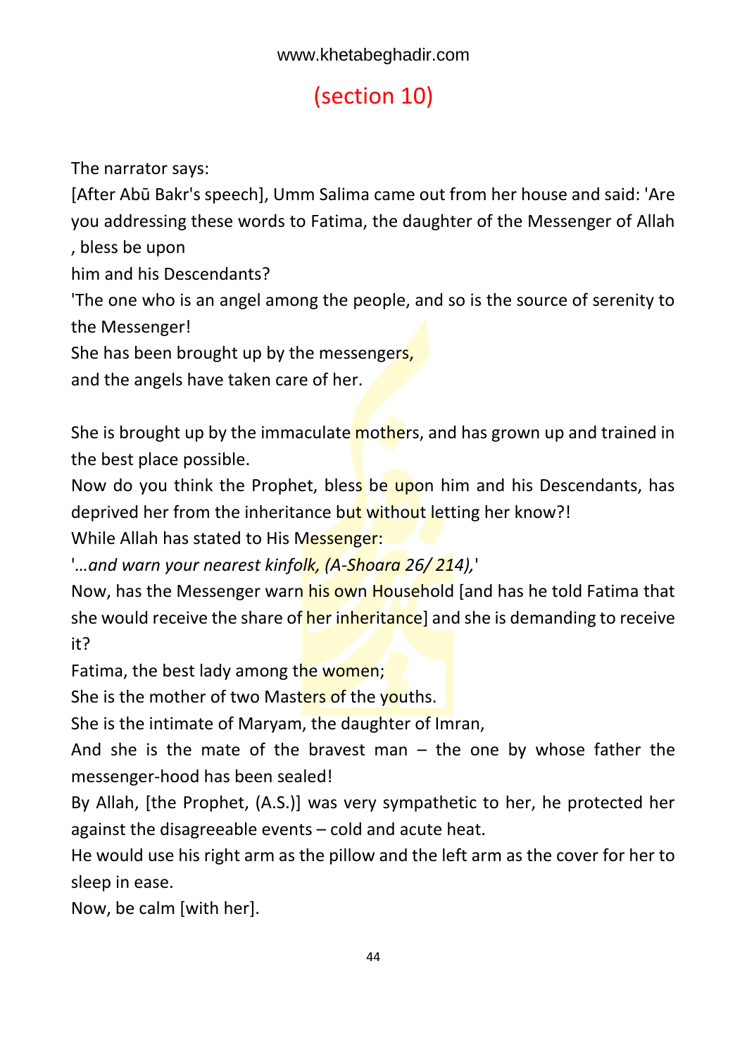## (section 10)

The narrator says:

[After Abū Bakr's speech], Umm Salima came out from her house and said: 'Are you addressing these words to Fatima, the daughter of the Messenger of Allah , bless be upon him and his Descendants?

'The one who is an angel among the people, and so is the source of serenity to the Messenger!

She has been brought up by the messengers,

and the angels have taken care of her.

She is brought up by the immaculate mothers, and has grown up and trained in the best place possible.

Now do you think the Prophet, bless be upon him and his Descendants, has deprived her from the inheritance but without letting her know?!

While Allah has stated to His Messenger:

'*…and warn your nearest kinfolk, (A-Shoara 26/ 214),*'

Now, has the Messenger warn his own Household [and has he told Fatima that she would receive the share of her inheritance] and she is demanding to receive it?

Fatima, the best lady among the women;

She is the mother of two Masters of the youths.

She is the intimate of Maryam, the daughter of Imran,

And she is the mate of the bravest man – the one by whose father the messenger-hood has been sealed!

By Allah, [the Prophet, (A.S.)] was very sympathetic to her, he protected her against the disagreeable events – cold and acute heat.

He would use his right arm as the pillow and the left arm as the cover for her to sleep in ease.

Now, be calm [with her].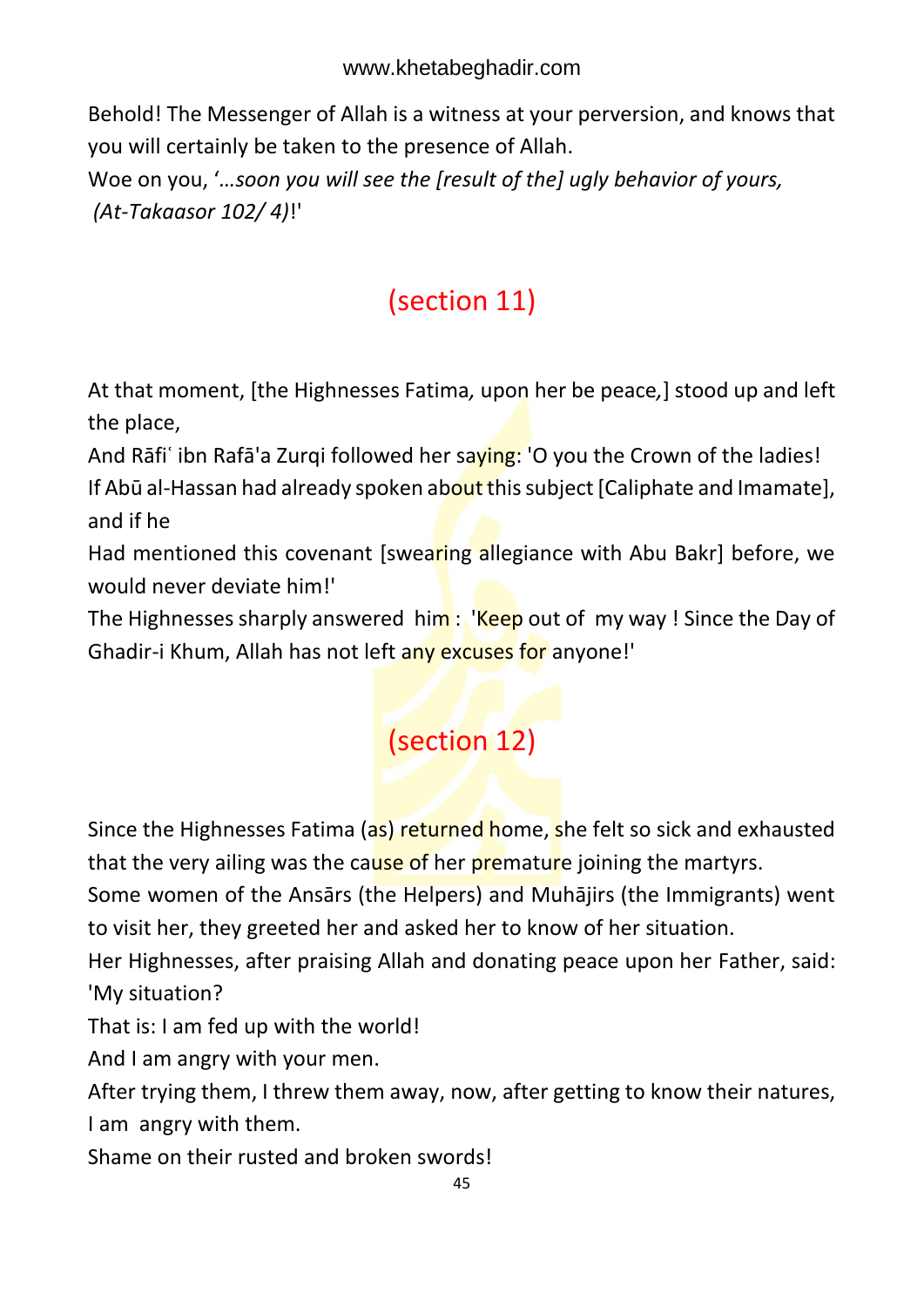Behold! The Messenger of Allah is a witness at your perversion, and knows that you will certainly be taken to the presence of Allah.

Woe on you, '*…soon you will see the [result of the] ugly behavior of yours, (At-Takaasor 102/ 4)*!'

## (section 11)

At that moment, [the Highnesses Fatima*,* upon her be peace*,*] stood up and left the place,

And Rāfiʿ ibn Rafā'a Zurqi followed her saying: 'O you the Crown of the ladies! If Abū al-Hassan had already spoken about this subject [Caliphate and Imamate], and if he

Had mentioned this covenant [swearing allegiance with Abu Bakr] before, we would never deviate him!'

The Highnesses sharply answered him : 'Keep out of my way ! Since the Day of Ghadir-i Khum, Allah has not left any excuses for anyone!'

## (section 12)

Since the Highnesses Fatima (as) returned home, she felt so sick and exhausted that the very ailing was the cause of her premature joining the martyrs.

Some women of the Ansārs (the Helpers) and Muhājirs (the Immigrants) went to visit her, they greeted her and asked her to know of her situation.

Her Highnesses, after praising Allah and donating peace upon her Father, said: 'My situation?

That is: I am fed up with the world!

And I am angry with your men.

After trying them, I threw them away, now, after getting to know their natures, I am angry with them.

Shame on their rusted and broken swords!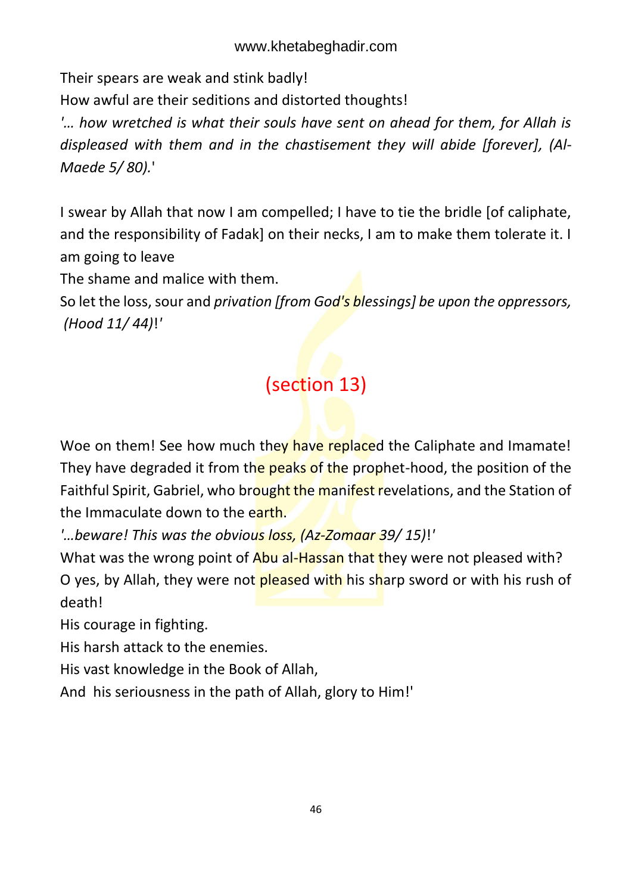Their spears are weak and stink badly!

How awful are their seditions and distorted thoughts!

*'… how wretched is what their souls have sent on ahead for them, for Allah is displeased with them and in the chastisement they will abide [forever], (Al-Maede 5/ 80).*'

I swear by Allah that now I am compelled; I have to tie the bridle [of caliphate, and the responsibility of Fadak] on their necks, I am to make them tolerate it. I am going to leave

The shame and malice with them.

So let the loss, sour and *privation [from God's blessings] be upon the oppressors, (Hood 11/ 44)*!'

## (section 13)

Woe on them! See how much they have replaced the Caliphate and Imamate! They have degraded it from the peaks of the prophet-hood, the position of the Faithful Spirit, Gabriel, who brought the manifest revelations, and the Station of the Immaculate down to the earth.

*'…beware! This was the obvious loss, (Az-Zomaar 39/ 15)*!'

What was the wrong point of Abu al-Hassan that they were not pleased with?

O yes, by Allah, they were not pleased with his sharp sword or with his rush of death!

His courage in fighting.

His harsh attack to the enemies.

His vast knowledge in the Book of Allah,

And his seriousness in the path of Allah, glory to Him!'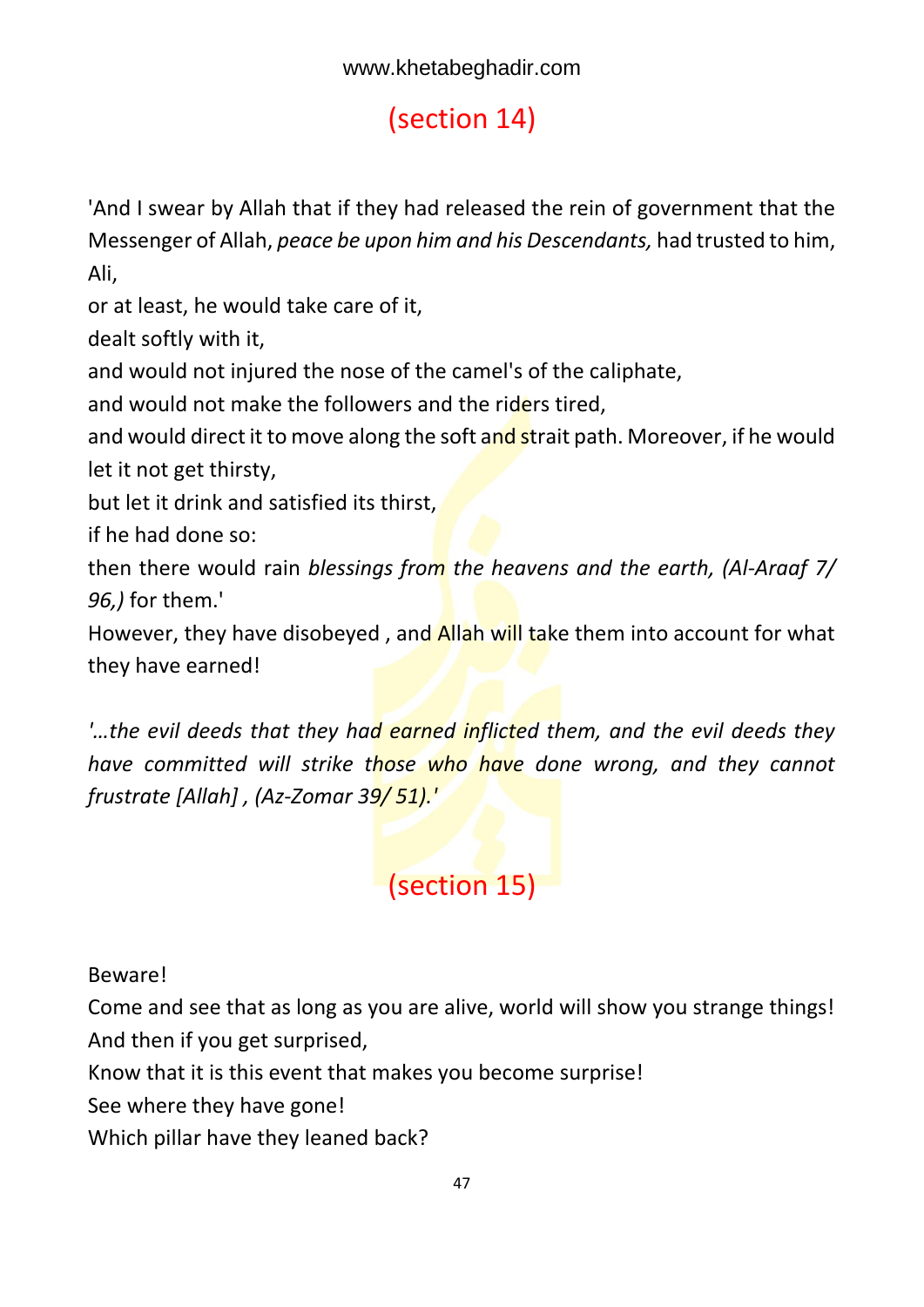## (section 14)

'And I swear by Allah that if they had released the rein of government that the Messenger of Allah, *peace be upon him and his Descendants,* had trusted to him, Ali,

or at least, he would take care of it,

dealt softly with it,

and would not injured the nose of the camel's of the caliphate,

and would not make the followers and the riders tired,

and would direct it to move along the soft and strait path. Moreover, if he would let it not get thirsty,

but let it drink and satisfied its thirst,

if he had done so:

then there would rain *blessings from the heavens and the earth, (Al-Araaf 7/ 96,)* for them.'

However, they have disobeyed , and Allah will take them into account for what they have earned!

*'…the evil deeds that they had earned inflicted them, and the evil deeds they have committed will strike those who have done wrong, and they cannot frustrate [Allah] , (Az-Zomar 39/ 51).'*

## (section 15)

Beware!

Come and see that as long as you are alive, world will show you strange things!

And then if you get surprised,

Know that it is this event that makes you become surprise!

See where they have gone!

Which pillar have they leaned back?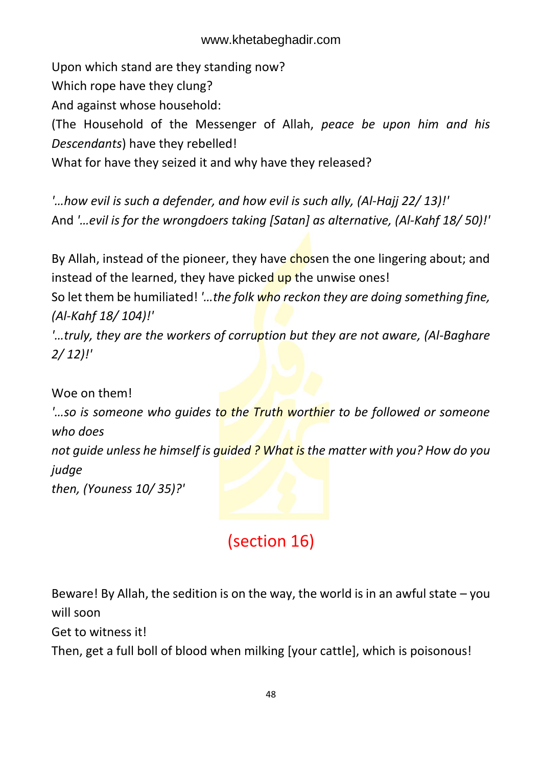Upon which stand are they standing now?
Which rope have they clung?
And against whose household:
(The Household of the Messenger of Allah, *peace be upon him and his Descendants*) have they rebelled!
What for have they seized it and why have they released?

*'…how evil is such a defender, and how evil is such ally, (Al-Hajj 22/ 13)!'*
And *'…evil is for the wrongdoers taking [Satan] as alternative, (Al-Kahf 18/ 50)!'*

By Allah, instead of the pioneer, they have chosen the one lingering about; and instead of the learned, they have picked up the unwise ones!
So let them be humiliated! *'…the folk who reckon they are doing something fine, (Al-Kahf 18/ 104)!'*
*'…truly, they are the workers of corruption but they are not aware, (Al-Baghare 2/ 12)!'*

Woe on them!
*'…so is someone who guides to the Truth worthier to be followed or someone who does not guide unless he himself is guided ? What is the matter with you? How do you judge then, (Youness 10/ 35)?'*

## (section 16)

Beware! By Allah, the sedition is on the way, the world is in an awful state – you will soon
Get to witness it!
Then, get a full boll of blood when milking [your cattle], which is poisonous!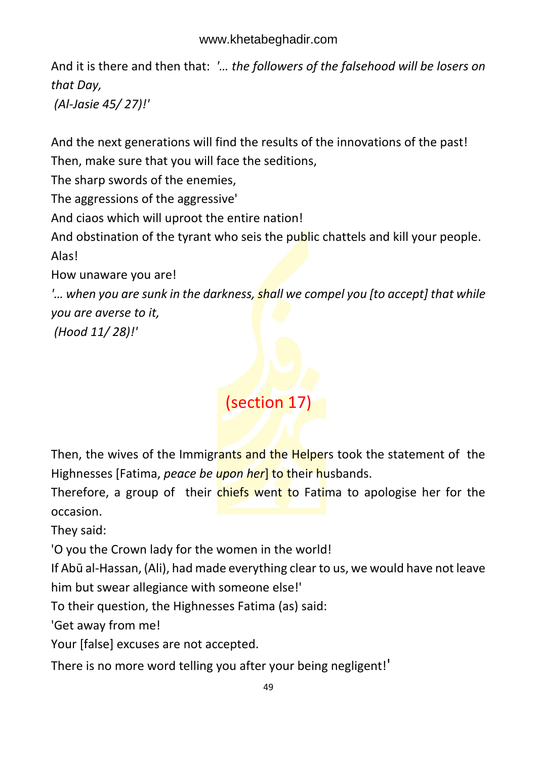And it is there and then that: *'… the followers of the falsehood will be losers on that Day,*
*(Al-Jasie 45/ 27)!'*

And the next generations will find the results of the innovations of the past!
Then, make sure that you will face the seditions,
The sharp swords of the enemies,
The aggressions of the aggressive'
And ciaos which will uproot the entire nation!
And obstination of the tyrant who seis the public chattels and kill your people.
Alas!
How unaware you are!
*'… when you are sunk in the darkness, shall we compel you [to accept] that while you are averse to it,*
*(Hood 11/ 28)!'*

## (section 17)

Then, the wives of the Immigrants and the Helpers took the statement of the Highnesses [Fatima, *peace be upon her*] to their husbands.
Therefore, a group of their chiefs went to Fatima to apologise her for the occasion.
They said:
'O you the Crown lady for the women in the world!
If Abū al-Hassan, (Ali), had made everything clear to us, we would have not leave him but swear allegiance with someone else!'
To their question, the Highnesses Fatima (as) said:
'Get away from me!
Your [false] excuses are not accepted.
There is no more word telling you after your being negligent!'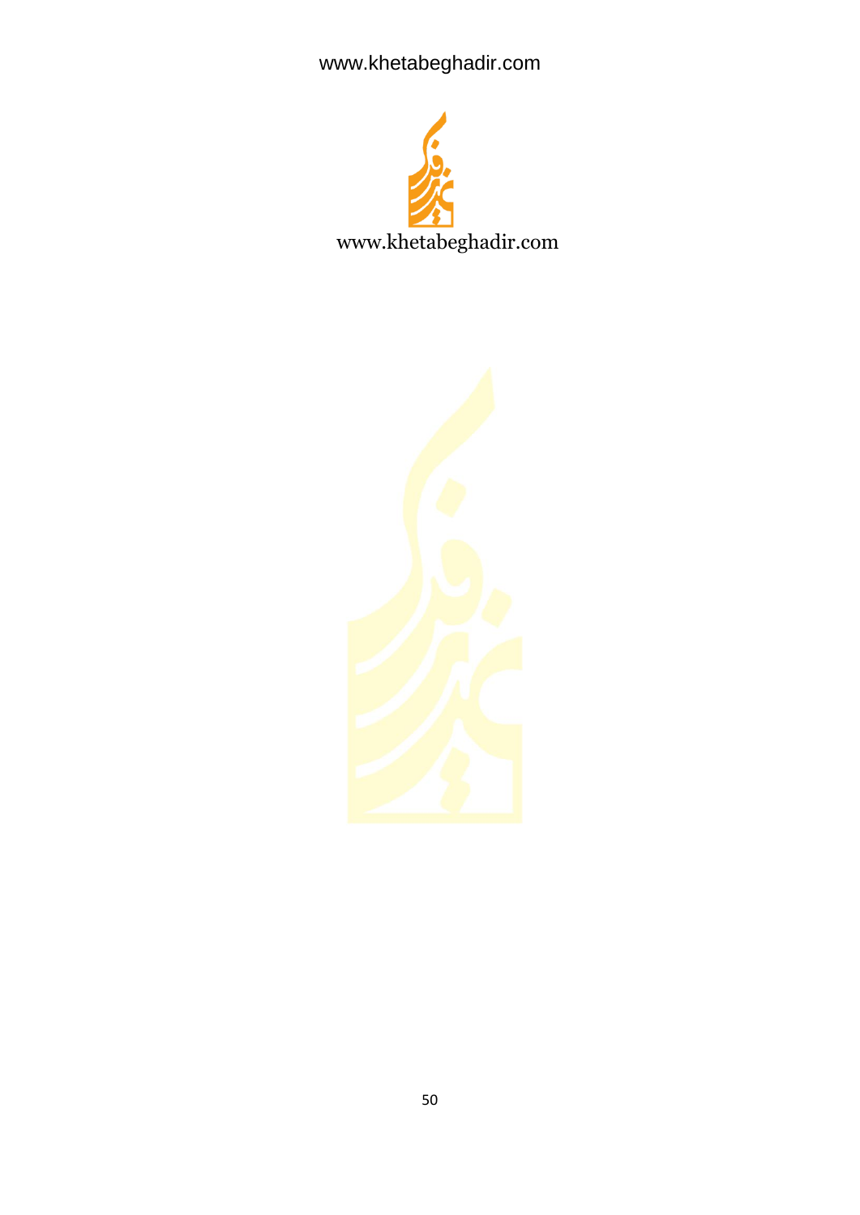www.khetabeghadir.com